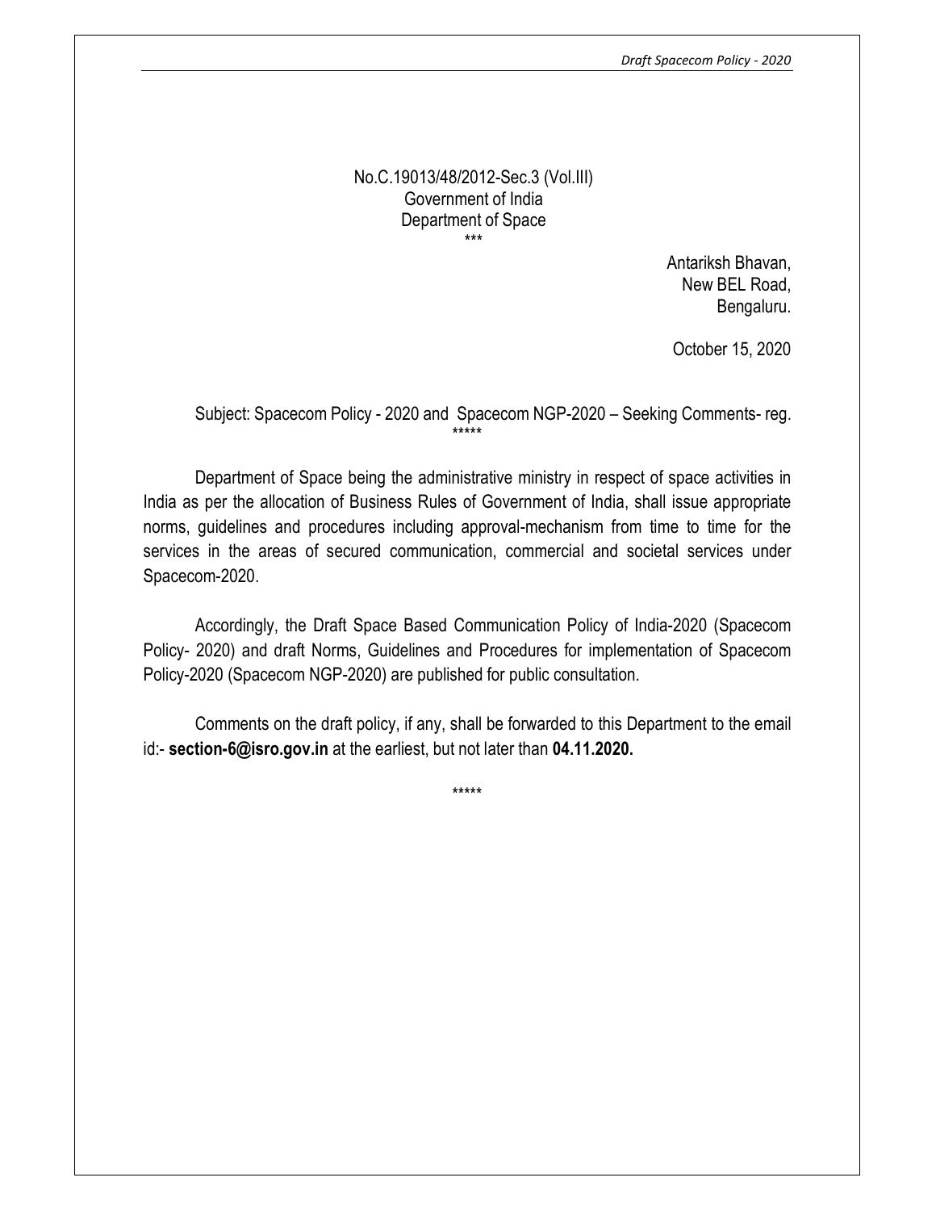No.C.19013/48/2012-Sec.3 (Vol.III)
Government of India
Department of Space
***

Antariksh Bhavan,
New BEL Road,
Bengaluru.

October 15, 2020

Subject: Spacecom Policy - 2020 and Spacecom NGP-2020 – Seeking Comments- reg.

*****

Department of Space being the administrative ministry in respect of space activities in India as per the allocation of Business Rules of Government of India, shall issue appropriate norms, guidelines and procedures including approval-mechanism from time to time for the services in the areas of secured communication, commercial and societal services under Spacecom-2020.

Accordingly, the Draft Space Based Communication Policy of India-2020 (Spacecom Policy- 2020) and draft Norms, Guidelines and Procedures for implementation of Spacecom Policy-2020 (Spacecom NGP-2020) are published for public consultation.

Comments on the draft policy, if any, shall be forwarded to this Department to the email id:- **section-6@isro.gov.in** at the earliest, but not later than **04.11.2020.**

*****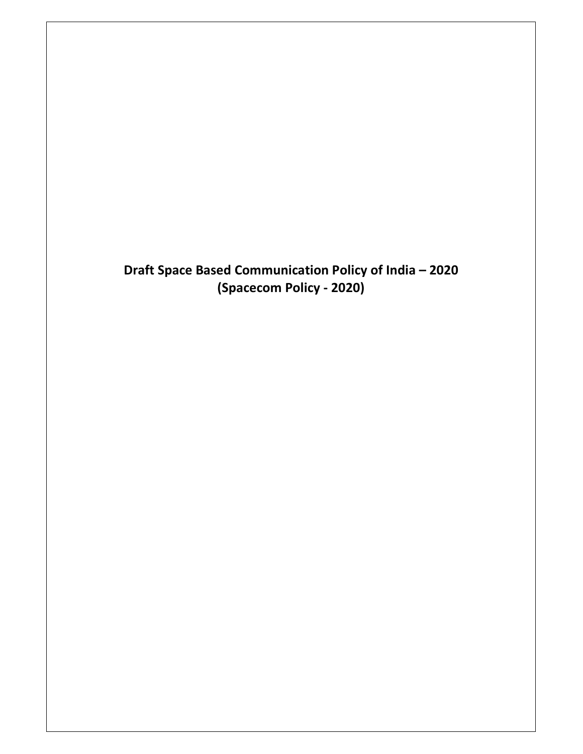# Draft Space Based Communication Policy of India – 2020
# (Spacecom Policy - 2020)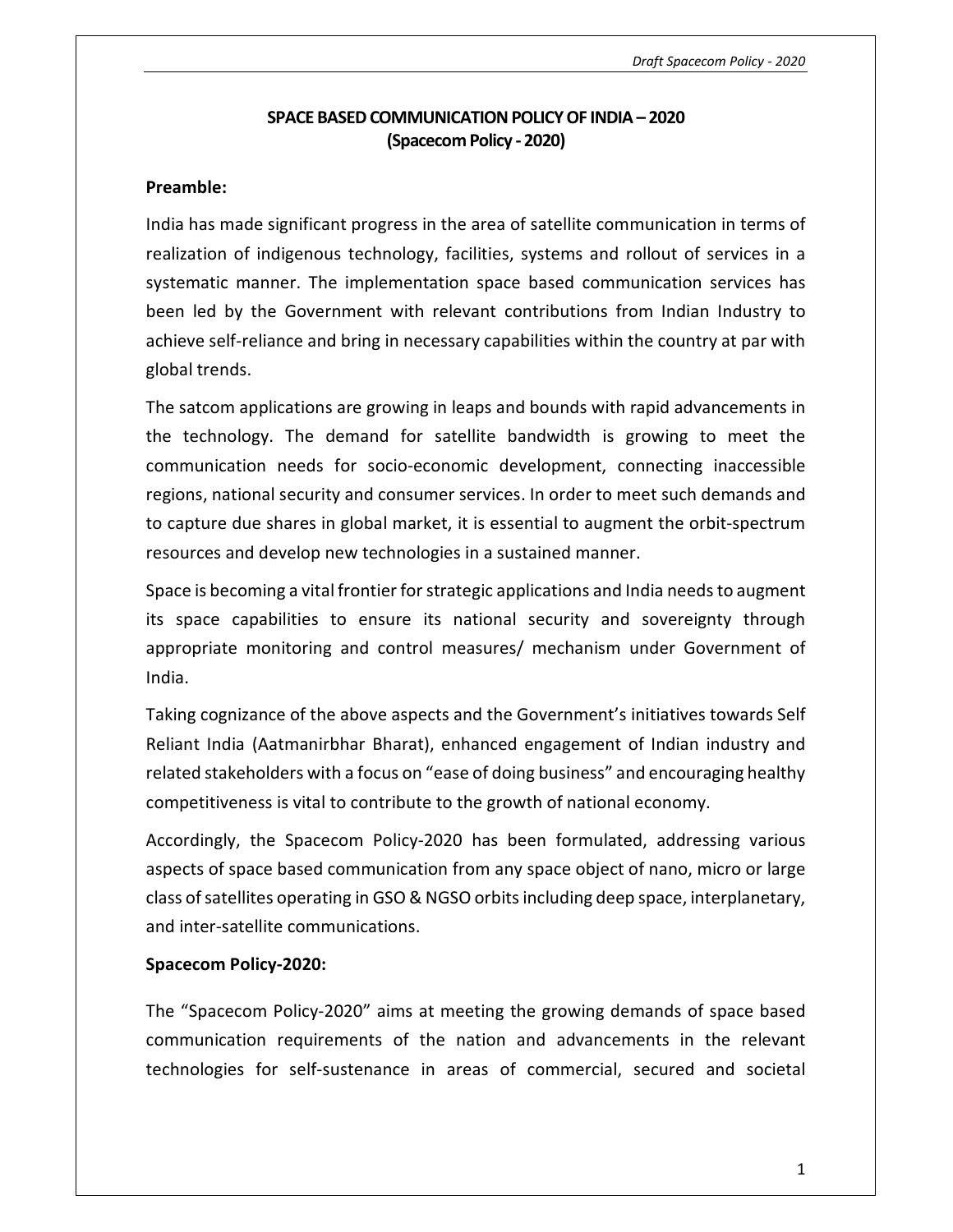# SPACE BASED COMMUNICATION POLICY OF INDIA – 2020
# (Spacecom Policy - 2020)

**Preamble:**

India has made significant progress in the area of satellite communication in terms of realization of indigenous technology, facilities, systems and rollout of services in a systematic manner. The implementation space based communication services has been led by the Government with relevant contributions from Indian Industry to achieve self-reliance and bring in necessary capabilities within the country at par with global trends.

The satcom applications are growing in leaps and bounds with rapid advancements in the technology. The demand for satellite bandwidth is growing to meet the communication needs for socio-economic development, connecting inaccessible regions, national security and consumer services. In order to meet such demands and to capture due shares in global market, it is essential to augment the orbit-spectrum resources and develop new technologies in a sustained manner.

Space is becoming a vital frontier for strategic applications and India needs to augment its space capabilities to ensure its national security and sovereignty through appropriate monitoring and control measures/ mechanism under Government of India.

Taking cognizance of the above aspects and the Government's initiatives towards Self Reliant India (Aatmanirbhar Bharat), enhanced engagement of Indian industry and related stakeholders with a focus on "ease of doing business" and encouraging healthy competitiveness is vital to contribute to the growth of national economy.

Accordingly, the Spacecom Policy-2020 has been formulated, addressing various aspects of space based communication from any space object of nano, micro or large class of satellites operating in GSO & NGSO orbits including deep space, interplanetary, and inter-satellite communications.

**Spacecom Policy-2020:**

The "Spacecom Policy-2020" aims at meeting the growing demands of space based communication requirements of the nation and advancements in the relevant technologies for self-sustenance in areas of commercial, secured and societal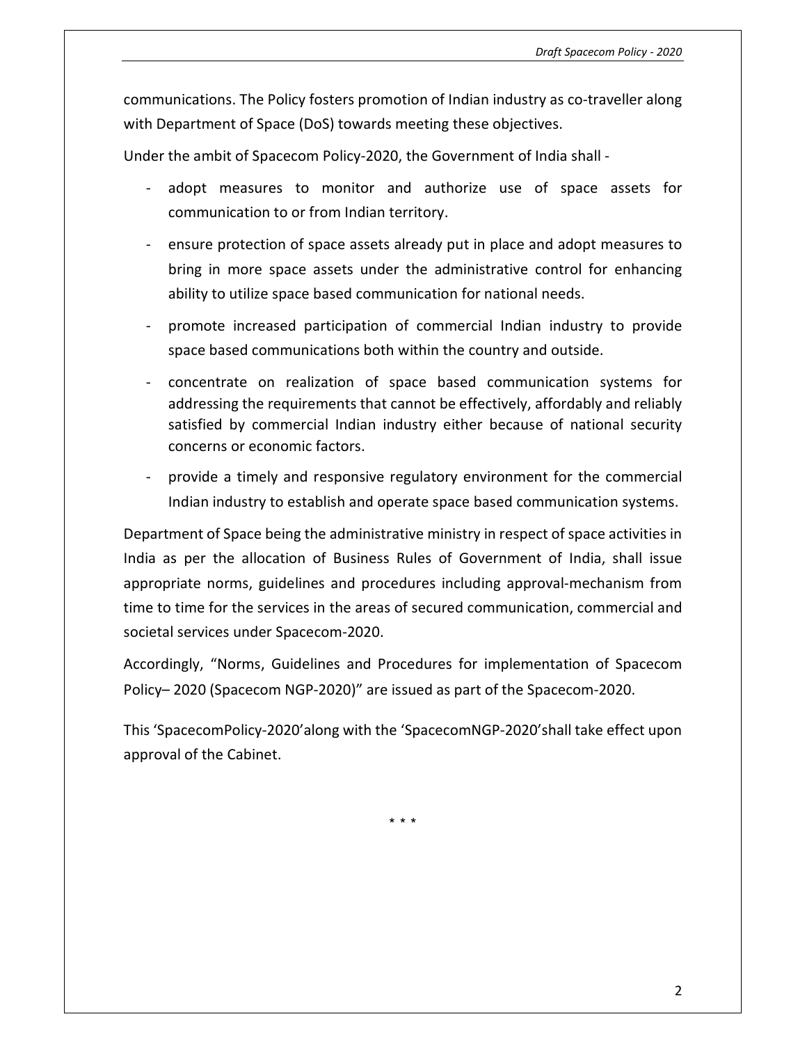communications. The Policy fosters promotion of Indian industry as co-traveller along with Department of Space (DoS) towards meeting these objectives.

Under the ambit of Spacecom Policy-2020, the Government of India shall -

- adopt measures to monitor and authorize use of space assets for communication to or from Indian territory.
- ensure protection of space assets already put in place and adopt measures to bring in more space assets under the administrative control for enhancing ability to utilize space based communication for national needs.
- promote increased participation of commercial Indian industry to provide space based communications both within the country and outside.
- concentrate on realization of space based communication systems for addressing the requirements that cannot be effectively, affordably and reliably satisfied by commercial Indian industry either because of national security concerns or economic factors.
- provide a timely and responsive regulatory environment for the commercial Indian industry to establish and operate space based communication systems.

Department of Space being the administrative ministry in respect of space activities in India as per the allocation of Business Rules of Government of India, shall issue appropriate norms, guidelines and procedures including approval-mechanism from time to time for the services in the areas of secured communication, commercial and societal services under Spacecom-2020.

Accordingly, "Norms, Guidelines and Procedures for implementation of Spacecom Policy– 2020 (Spacecom NGP-2020)" are issued as part of the Spacecom-2020.

This 'SpacecomPolicy-2020'along with the 'SpacecomNGP-2020'shall take effect upon approval of the Cabinet.

\* \* \*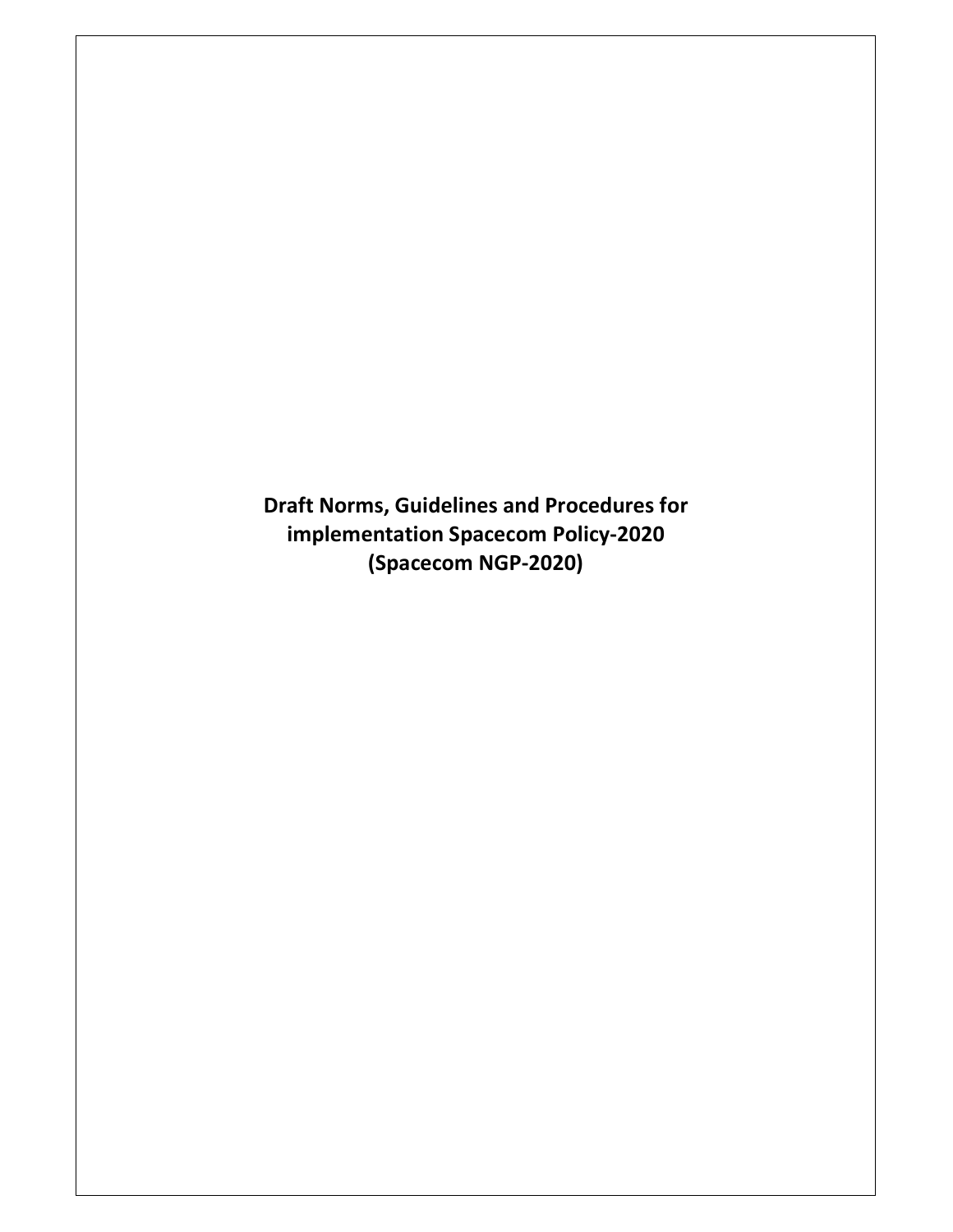**Draft Norms, Guidelines and Procedures for implementation Spacecom Policy-2020 (Spacecom NGP-2020)**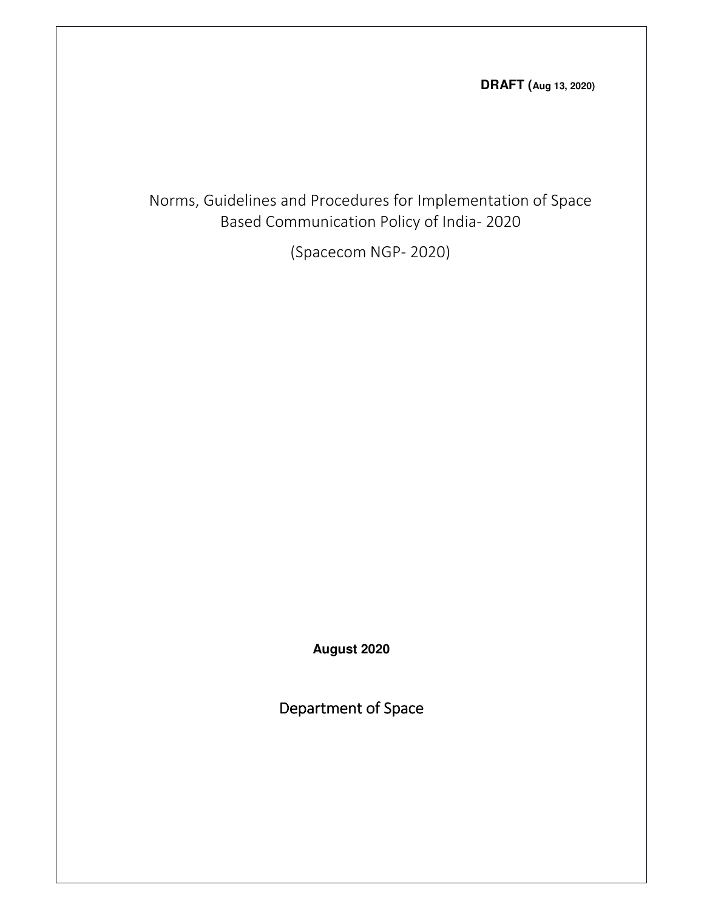**DRAFT (Aug 13, 2020)**

# Norms, Guidelines and Procedures for Implementation of Space Based Communication Policy of India- 2020

(Spacecom NGP- 2020)

**August 2020**

Department of Space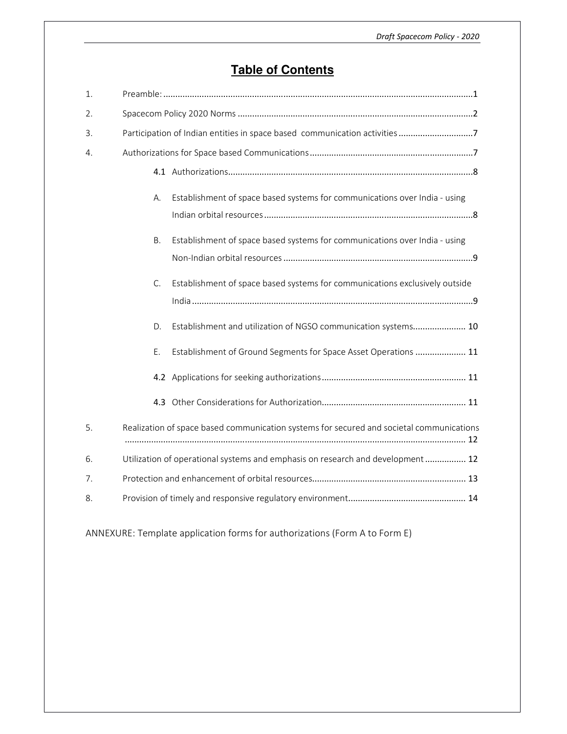# Table of Contents

1. Preamble: ........................................................................................................................... 1
2. Spacecom Policy 2020 Norms ......................................................................................... 2
3. Participation of Indian entities in space based communication activities ............................... 7
4. Authorizations for Space based Communications ................................................................. 7
   - 4.1 Authorizations ...................................................................................................... 8
     - A. Establishment of space based systems for communications over India - using Indian orbital resources ....................................................................................... 8
     - B. Establishment of space based systems for communications over India - using Non-Indian orbital resources ............................................................................... 9
     - C. Establishment of space based systems for communications exclusively outside India ................................................................................................................... 9
     - D. Establishment and utilization of NGSO communication systems ...................... 10
     - E. Establishment of Ground Segments for Space Asset Operations ..................... 11
   - 4.2 Applications for seeking authorizations ............................................................ 11
   - 4.3 Other Considerations for Authorization ............................................................. 11
5. Realization of space based communication systems for secured and societal communications ............................................................................................................................ 12
6. Utilization of operational systems and emphasis on research and development ................. 12
7. Protection and enhancement of orbital resources ................................................................ 13
8. Provision of timely and responsive regulatory environment ................................................. 14

ANNEXURE: Template application forms for authorizations (Form A to Form E)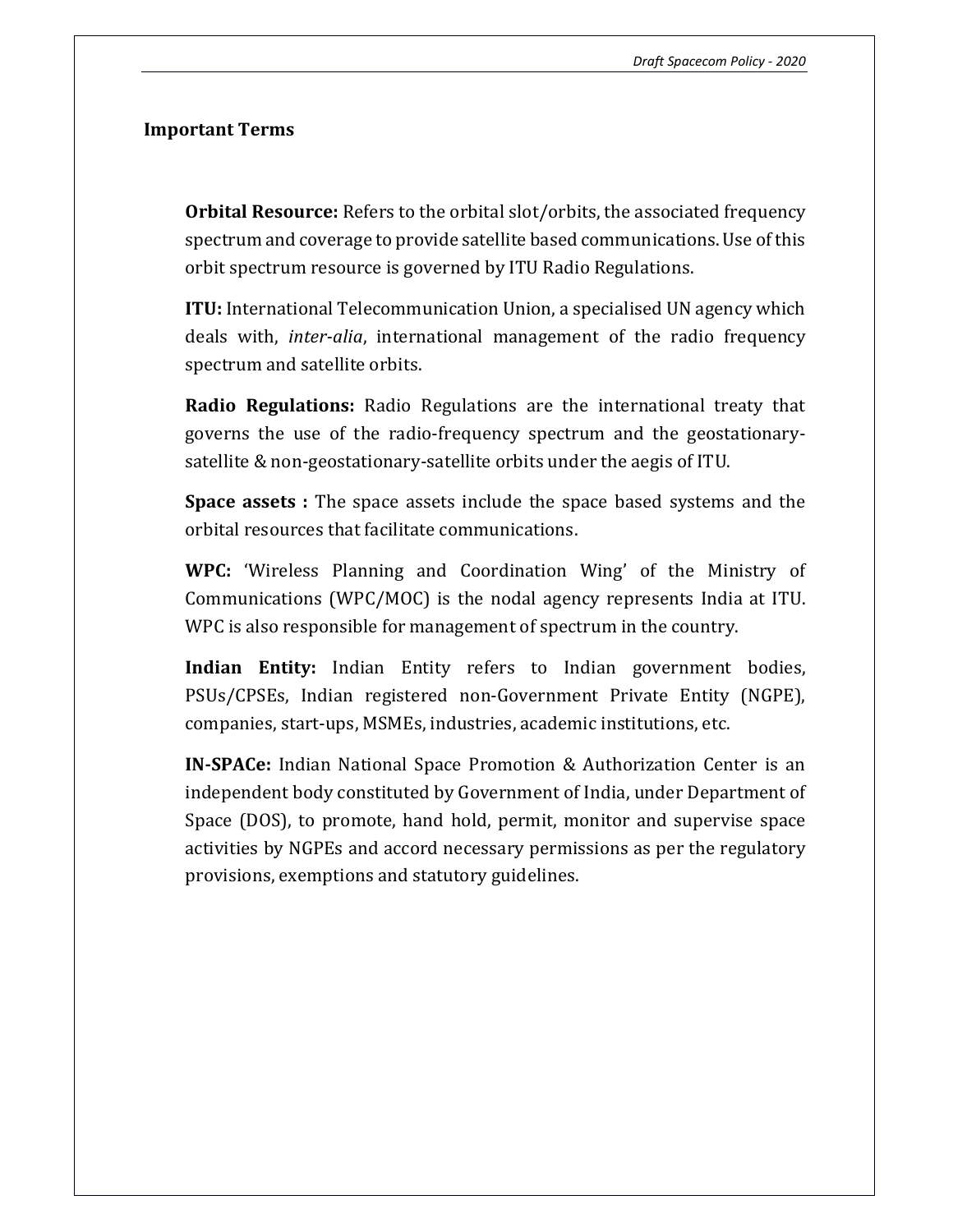## Important Terms

**Orbital Resource:** Refers to the orbital slot/orbits, the associated frequency spectrum and coverage to provide satellite based communications. Use of this orbit spectrum resource is governed by ITU Radio Regulations.

**ITU:** International Telecommunication Union, a specialised UN agency which deals with, *inter-alia*, international management of the radio frequency spectrum and satellite orbits.

**Radio Regulations:** Radio Regulations are the international treaty that governs the use of the radio-frequency spectrum and the geostationary-satellite & non-geostationary-satellite orbits under the aegis of ITU.

**Space assets :** The space assets include the space based systems and the orbital resources that facilitate communications.

**WPC:** 'Wireless Planning and Coordination Wing' of the Ministry of Communications (WPC/MOC) is the nodal agency represents India at ITU. WPC is also responsible for management of spectrum in the country.

**Indian Entity:** Indian Entity refers to Indian government bodies, PSUs/CPSEs, Indian registered non-Government Private Entity (NGPE), companies, start-ups, MSMEs, industries, academic institutions, etc.

**IN-SPACe:** Indian National Space Promotion & Authorization Center is an independent body constituted by Government of India, under Department of Space (DOS), to promote, hand hold, permit, monitor and supervise space activities by NGPEs and accord necessary permissions as per the regulatory provisions, exemptions and statutory guidelines.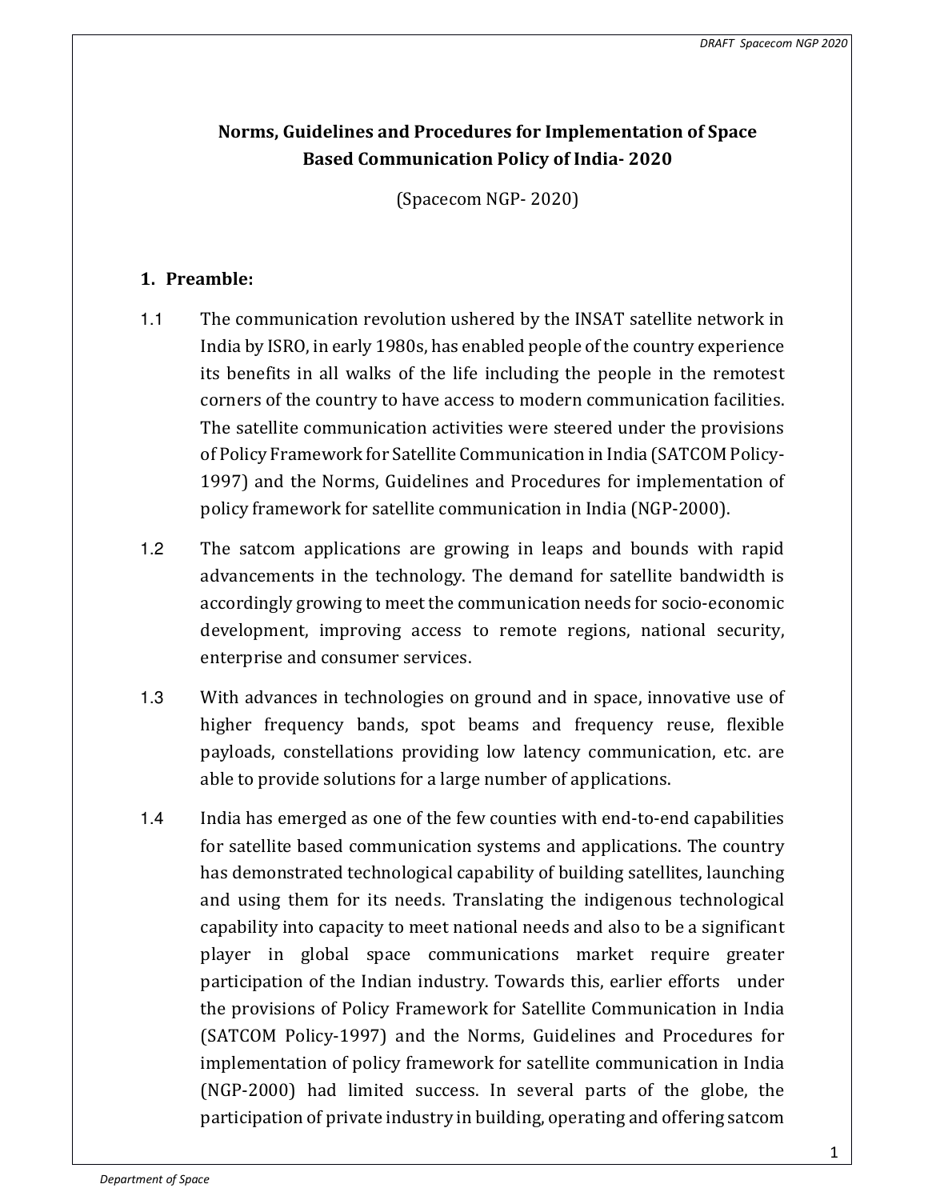## Norms, Guidelines and Procedures for Implementation of Space Based Communication Policy of India- 2020

(Spacecom NGP- 2020)

### 1. Preamble:

1.1 The communication revolution ushered by the INSAT satellite network in India by ISRO, in early 1980s, has enabled people of the country experience its benefits in all walks of the life including the people in the remotest corners of the country to have access to modern communication facilities. The satellite communication activities were steered under the provisions of Policy Framework for Satellite Communication in India (SATCOM Policy-1997) and the Norms, Guidelines and Procedures for implementation of policy framework for satellite communication in India (NGP-2000).

1.2 The satcom applications are growing in leaps and bounds with rapid advancements in the technology. The demand for satellite bandwidth is accordingly growing to meet the communication needs for socio-economic development, improving access to remote regions, national security, enterprise and consumer services.

1.3 With advances in technologies on ground and in space, innovative use of higher frequency bands, spot beams and frequency reuse, flexible payloads, constellations providing low latency communication, etc. are able to provide solutions for a large number of applications.

1.4 India has emerged as one of the few counties with end-to-end capabilities for satellite based communication systems and applications. The country has demonstrated technological capability of building satellites, launching and using them for its needs. Translating the indigenous technological capability into capacity to meet national needs and also to be a significant player in global space communications market require greater participation of the Indian industry. Towards this, earlier efforts under the provisions of Policy Framework for Satellite Communication in India (SATCOM Policy-1997) and the Norms, Guidelines and Procedures for implementation of policy framework for satellite communication in India (NGP-2000) had limited success. In several parts of the globe, the participation of private industry in building, operating and offering satcom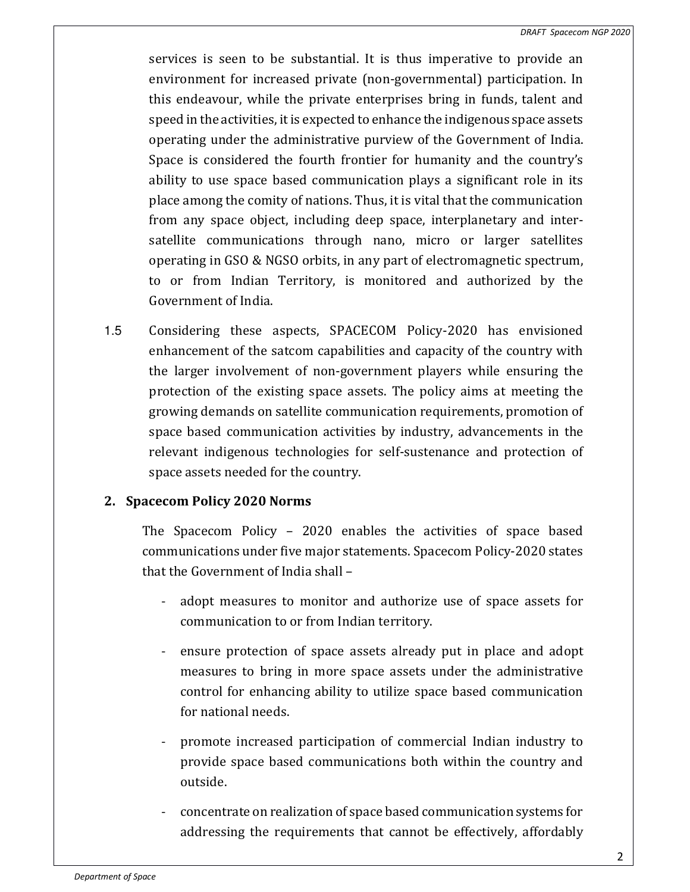services is seen to be substantial. It is thus imperative to provide an environment for increased private (non-governmental) participation. In this endeavour, while the private enterprises bring in funds, talent and speed in the activities, it is expected to enhance the indigenous space assets operating under the administrative purview of the Government of India. Space is considered the fourth frontier for humanity and the country's ability to use space based communication plays a significant role in its place among the comity of nations. Thus, it is vital that the communication from any space object, including deep space, interplanetary and inter-satellite communications through nano, micro or larger satellites operating in GSO & NGSO orbits, in any part of electromagnetic spectrum, to or from Indian Territory, is monitored and authorized by the Government of India.

1.5 Considering these aspects, SPACECOM Policy-2020 has envisioned enhancement of the satcom capabilities and capacity of the country with the larger involvement of non-government players while ensuring the protection of the existing space assets. The policy aims at meeting the growing demands on satellite communication requirements, promotion of space based communication activities by industry, advancements in the relevant indigenous technologies for self-sustenance and protection of space assets needed for the country.

## 2. Spacecom Policy 2020 Norms

The Spacecom Policy – 2020 enables the activities of space based communications under five major statements. Spacecom Policy-2020 states that the Government of India shall –

- adopt measures to monitor and authorize use of space assets for communication to or from Indian territory.
- ensure protection of space assets already put in place and adopt measures to bring in more space assets under the administrative control for enhancing ability to utilize space based communication for national needs.
- promote increased participation of commercial Indian industry to provide space based communications both within the country and outside.
- concentrate on realization of space based communication systems for addressing the requirements that cannot be effectively, affordably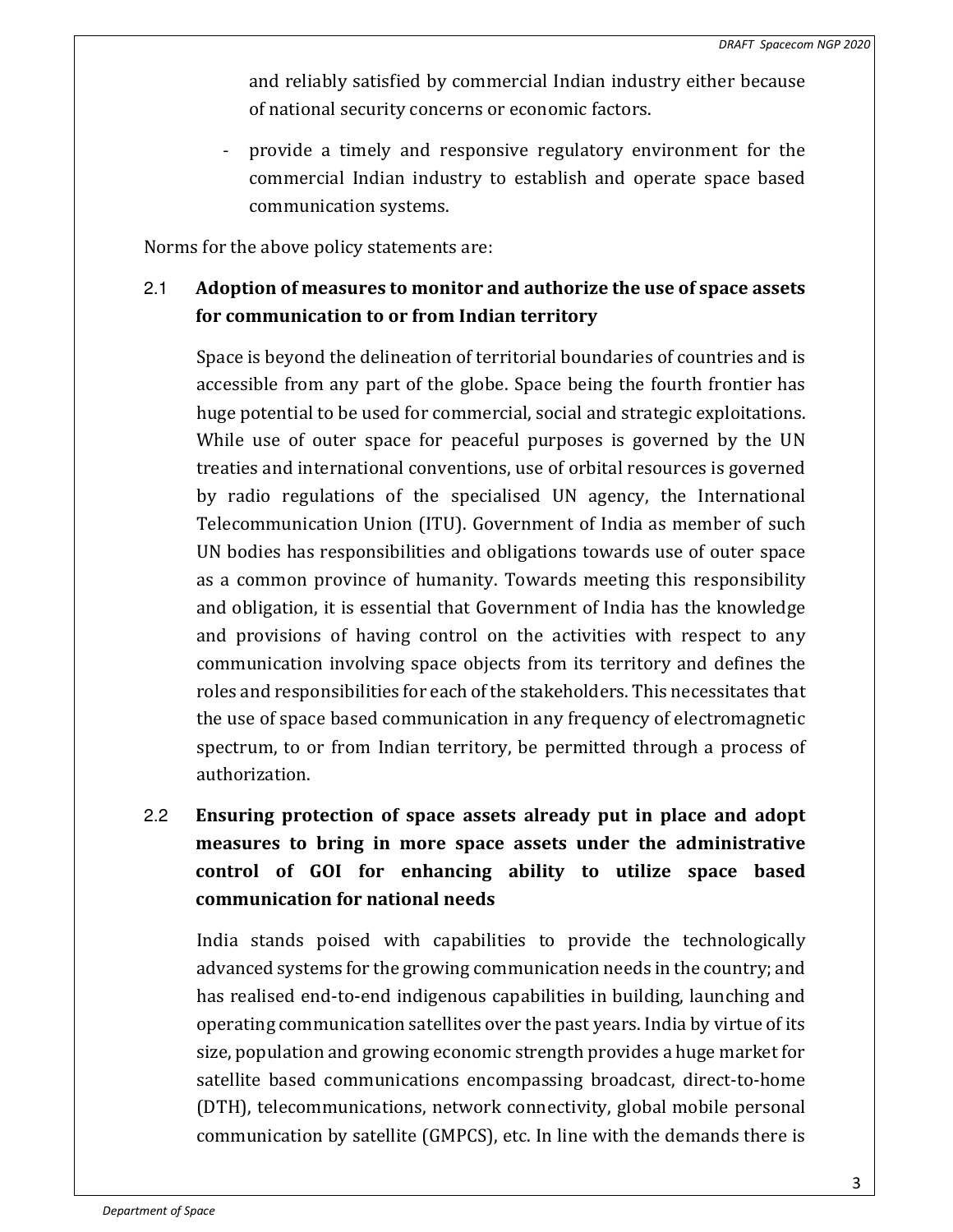and reliably satisfied by commercial Indian industry either because of national security concerns or economic factors.

- provide a timely and responsive regulatory environment for the commercial Indian industry to establish and operate space based communication systems.

Norms for the above policy statements are:

### 2.1 Adoption of measures to monitor and authorize the use of space assets for communication to or from Indian territory

Space is beyond the delineation of territorial boundaries of countries and is accessible from any part of the globe. Space being the fourth frontier has huge potential to be used for commercial, social and strategic exploitations. While use of outer space for peaceful purposes is governed by the UN treaties and international conventions, use of orbital resources is governed by radio regulations of the specialised UN agency, the International Telecommunication Union (ITU). Government of India as member of such UN bodies has responsibilities and obligations towards use of outer space as a common province of humanity. Towards meeting this responsibility and obligation, it is essential that Government of India has the knowledge and provisions of having control on the activities with respect to any communication involving space objects from its territory and defines the roles and responsibilities for each of the stakeholders. This necessitates that the use of space based communication in any frequency of electromagnetic spectrum, to or from Indian territory, be permitted through a process of authorization.

### 2.2 Ensuring protection of space assets already put in place and adopt measures to bring in more space assets under the administrative control of GOI for enhancing ability to utilize space based communication for national needs

India stands poised with capabilities to provide the technologically advanced systems for the growing communication needs in the country; and has realised end-to-end indigenous capabilities in building, launching and operating communication satellites over the past years. India by virtue of its size, population and growing economic strength provides a huge market for satellite based communications encompassing broadcast, direct-to-home (DTH), telecommunications, network connectivity, global mobile personal communication by satellite (GMPCS), etc. In line with the demands there is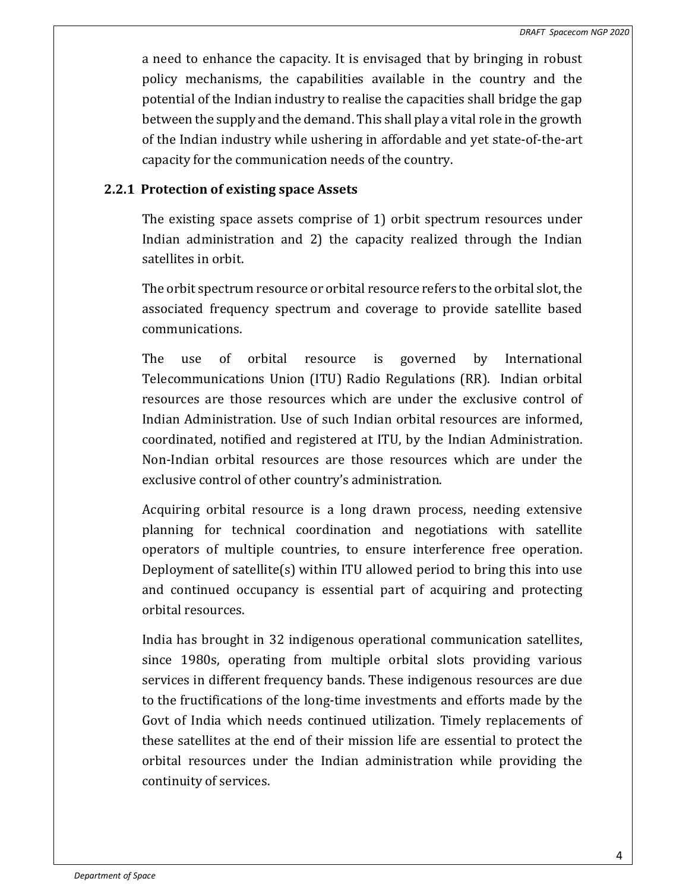a need to enhance the capacity. It is envisaged that by bringing in robust policy mechanisms, the capabilities available in the country and the potential of the Indian industry to realise the capacities shall bridge the gap between the supply and the demand. This shall play a vital role in the growth of the Indian industry while ushering in affordable and yet state-of-the-art capacity for the communication needs of the country.

### 2.2.1 Protection of existing space Assets

The existing space assets comprise of 1) orbit spectrum resources under Indian administration and 2) the capacity realized through the Indian satellites in orbit.

The orbit spectrum resource or orbital resource refers to the orbital slot, the associated frequency spectrum and coverage to provide satellite based communications.

The use of orbital resource is governed by International Telecommunications Union (ITU) Radio Regulations (RR). Indian orbital resources are those resources which are under the exclusive control of Indian Administration. Use of such Indian orbital resources are informed, coordinated, notified and registered at ITU, by the Indian Administration. Non-Indian orbital resources are those resources which are under the exclusive control of other country's administration.

Acquiring orbital resource is a long drawn process, needing extensive planning for technical coordination and negotiations with satellite operators of multiple countries, to ensure interference free operation. Deployment of satellite(s) within ITU allowed period to bring this into use and continued occupancy is essential part of acquiring and protecting orbital resources.

India has brought in 32 indigenous operational communication satellites, since 1980s, operating from multiple orbital slots providing various services in different frequency bands. These indigenous resources are due to the fructifications of the long-time investments and efforts made by the Govt of India which needs continued utilization. Timely replacements of these satellites at the end of their mission life are essential to protect the orbital resources under the Indian administration while providing the continuity of services.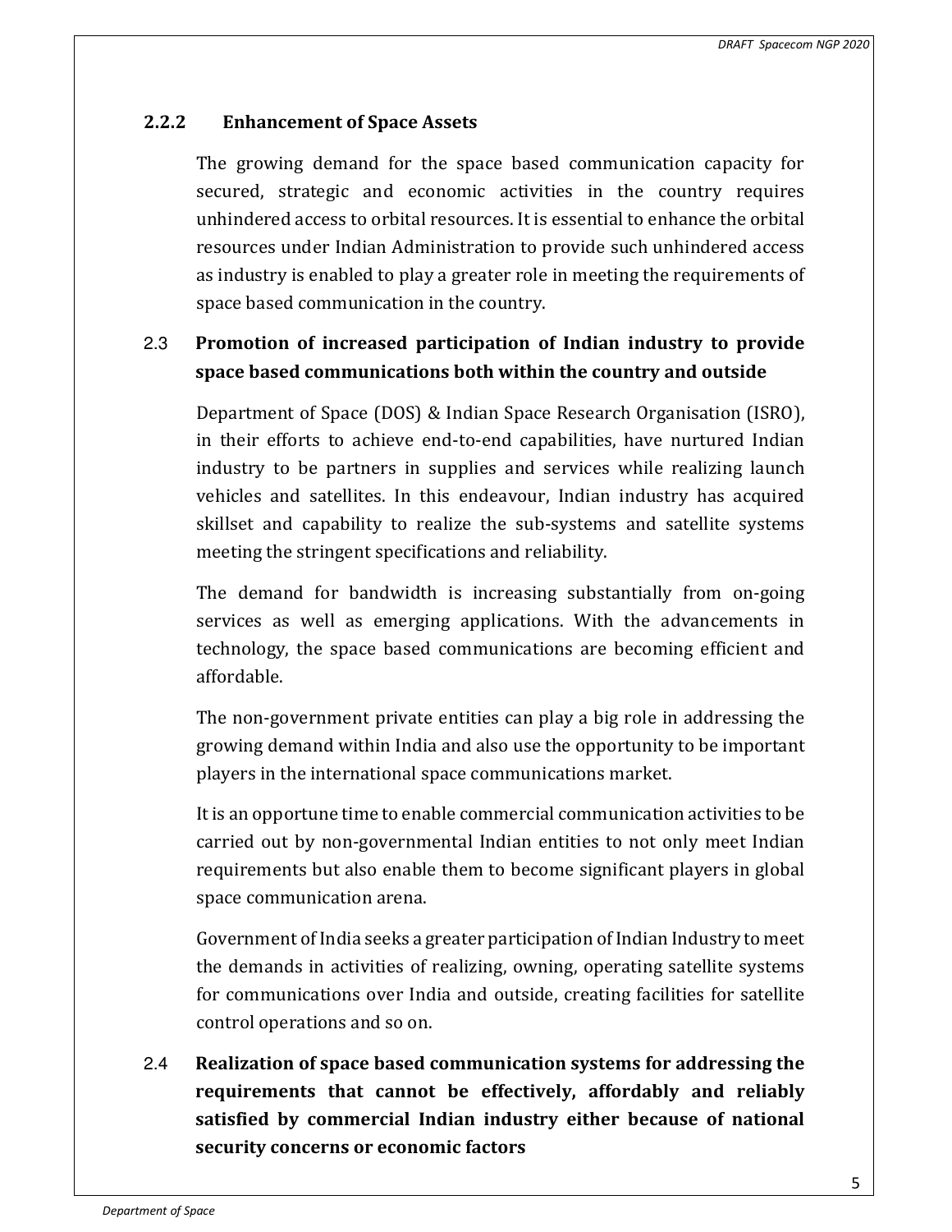### 2.2.2 Enhancement of Space Assets

The growing demand for the space based communication capacity for secured, strategic and economic activities in the country requires unhindered access to orbital resources. It is essential to enhance the orbital resources under Indian Administration to provide such unhindered access as industry is enabled to play a greater role in meeting the requirements of space based communication in the country.

## 2.3 Promotion of increased participation of Indian industry to provide space based communications both within the country and outside

Department of Space (DOS) & Indian Space Research Organisation (ISRO), in their efforts to achieve end-to-end capabilities, have nurtured Indian industry to be partners in supplies and services while realizing launch vehicles and satellites. In this endeavour, Indian industry has acquired skillset and capability to realize the sub-systems and satellite systems meeting the stringent specifications and reliability.

The demand for bandwidth is increasing substantially from on-going services as well as emerging applications. With the advancements in technology, the space based communications are becoming efficient and affordable.

The non-government private entities can play a big role in addressing the growing demand within India and also use the opportunity to be important players in the international space communications market.

It is an opportune time to enable commercial communication activities to be carried out by non-governmental Indian entities to not only meet Indian requirements but also enable them to become significant players in global space communication arena.

Government of India seeks a greater participation of Indian Industry to meet the demands in activities of realizing, owning, operating satellite systems for communications over India and outside, creating facilities for satellite control operations and so on.

## 2.4 Realization of space based communication systems for addressing the requirements that cannot be effectively, affordably and reliably satisfied by commercial Indian industry either because of national security concerns or economic factors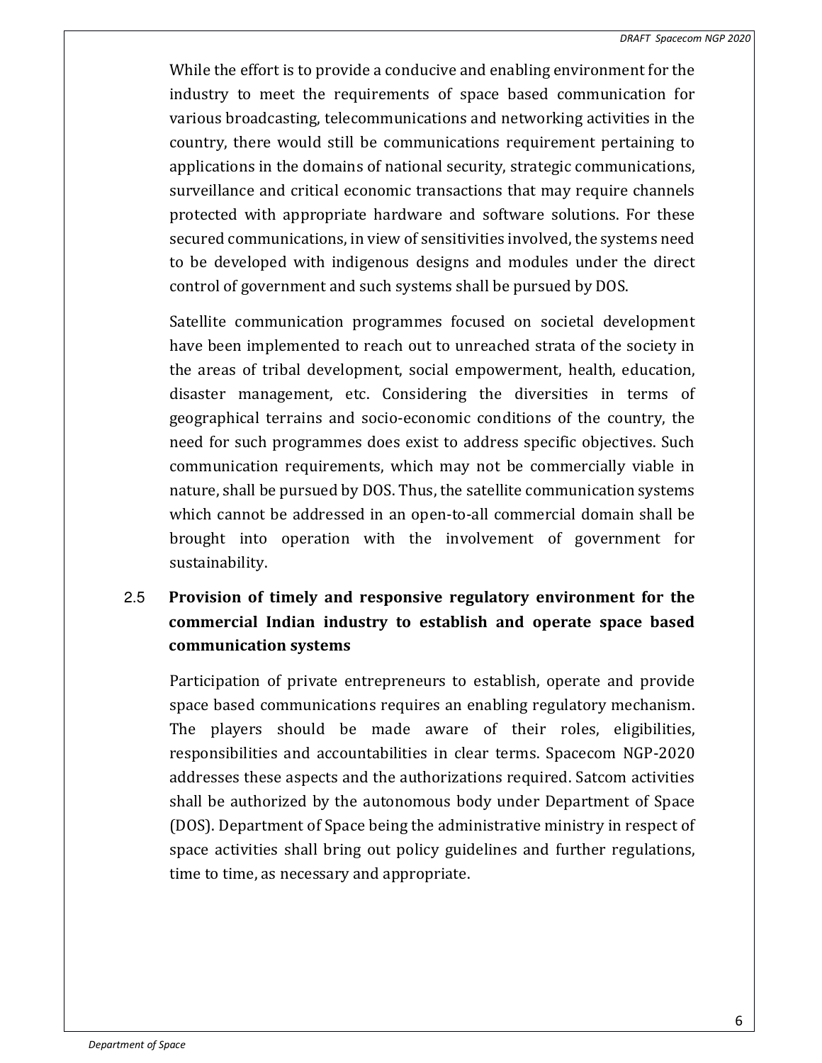While the effort is to provide a conducive and enabling environment for the industry to meet the requirements of space based communication for various broadcasting, telecommunications and networking activities in the country, there would still be communications requirement pertaining to applications in the domains of national security, strategic communications, surveillance and critical economic transactions that may require channels protected with appropriate hardware and software solutions. For these secured communications, in view of sensitivities involved, the systems need to be developed with indigenous designs and modules under the direct control of government and such systems shall be pursued by DOS.

Satellite communication programmes focused on societal development have been implemented to reach out to unreached strata of the society in the areas of tribal development, social empowerment, health, education, disaster management, etc. Considering the diversities in terms of geographical terrains and socio-economic conditions of the country, the need for such programmes does exist to address specific objectives. Such communication requirements, which may not be commercially viable in nature, shall be pursued by DOS. Thus, the satellite communication systems which cannot be addressed in an open-to-all commercial domain shall be brought into operation with the involvement of government for sustainability.

### 2.5 Provision of timely and responsive regulatory environment for the commercial Indian industry to establish and operate space based communication systems

Participation of private entrepreneurs to establish, operate and provide space based communications requires an enabling regulatory mechanism. The players should be made aware of their roles, eligibilities, responsibilities and accountabilities in clear terms. Spacecom NGP-2020 addresses these aspects and the authorizations required. Satcom activities shall be authorized by the autonomous body under Department of Space (DOS). Department of Space being the administrative ministry in respect of space activities shall bring out policy guidelines and further regulations, time to time, as necessary and appropriate.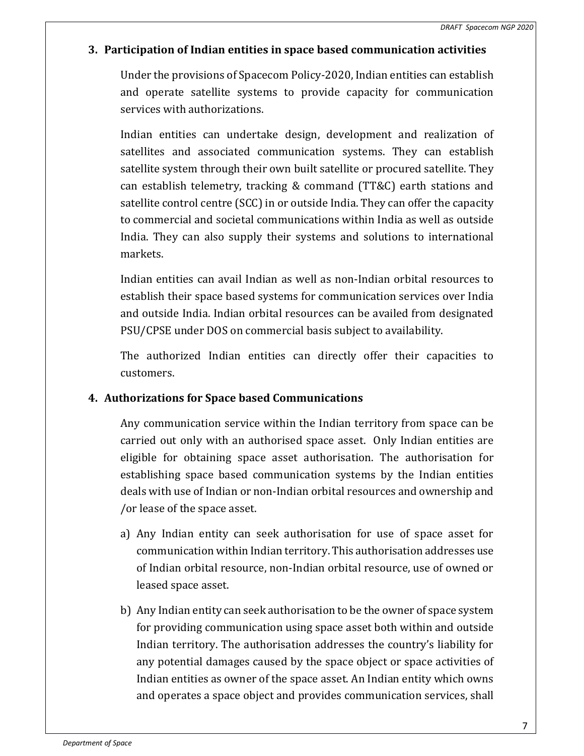## 3. Participation of Indian entities in space based communication activities

Under the provisions of Spacecom Policy-2020, Indian entities can establish and operate satellite systems to provide capacity for communication services with authorizations.

Indian entities can undertake design, development and realization of satellites and associated communication systems. They can establish satellite system through their own built satellite or procured satellite. They can establish telemetry, tracking & command (TT&C) earth stations and satellite control centre (SCC) in or outside India. They can offer the capacity to commercial and societal communications within India as well as outside India. They can also supply their systems and solutions to international markets.

Indian entities can avail Indian as well as non-Indian orbital resources to establish their space based systems for communication services over India and outside India. Indian orbital resources can be availed from designated PSU/CPSE under DOS on commercial basis subject to availability.

The authorized Indian entities can directly offer their capacities to customers.

## 4. Authorizations for Space based Communications

Any communication service within the Indian territory from space can be carried out only with an authorised space asset. Only Indian entities are eligible for obtaining space asset authorisation. The authorisation for establishing space based communication systems by the Indian entities deals with use of Indian or non-Indian orbital resources and ownership and /or lease of the space asset.

a) Any Indian entity can seek authorisation for use of space asset for communication within Indian territory. This authorisation addresses use of Indian orbital resource, non-Indian orbital resource, use of owned or leased space asset.

b) Any Indian entity can seek authorisation to be the owner of space system for providing communication using space asset both within and outside Indian territory. The authorisation addresses the country's liability for any potential damages caused by the space object or space activities of Indian entities as owner of the space asset. An Indian entity which owns and operates a space object and provides communication services, shall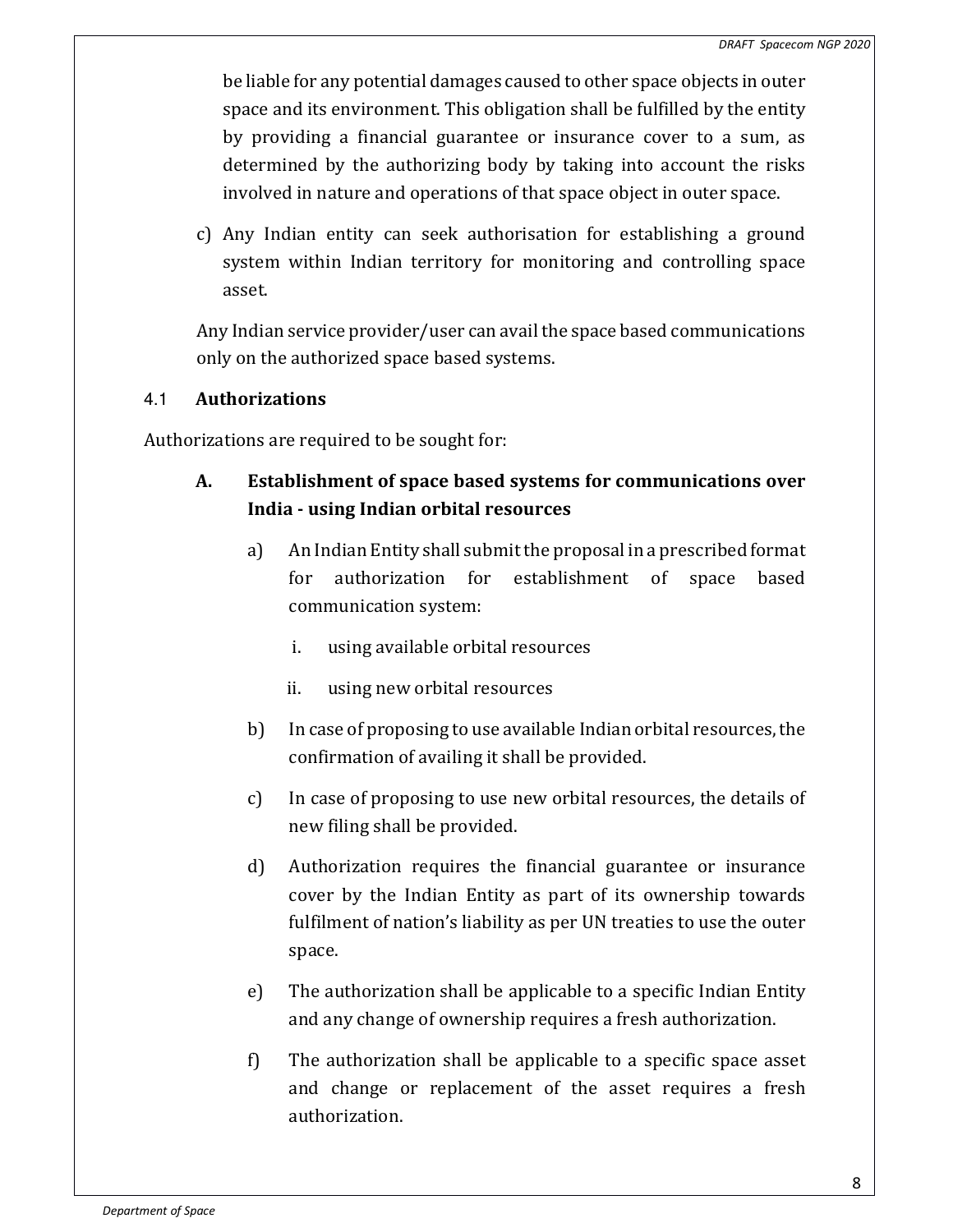be liable for any potential damages caused to other space objects in outer space and its environment. This obligation shall be fulfilled by the entity by providing a financial guarantee or insurance cover to a sum, as determined by the authorizing body by taking into account the risks involved in nature and operations of that space object in outer space.

c) Any Indian entity can seek authorisation for establishing a ground system within Indian territory for monitoring and controlling space asset.

Any Indian service provider/user can avail the space based communications only on the authorized space based systems.

### 4.1 Authorizations

Authorizations are required to be sought for:

**A. Establishment of space based systems for communications over India - using Indian orbital resources**

a) An Indian Entity shall submit the proposal in a prescribed format for authorization for establishment of space based communication system:

   i. using available orbital resources

   ii. using new orbital resources

b) In case of proposing to use available Indian orbital resources, the confirmation of availing it shall be provided.

c) In case of proposing to use new orbital resources, the details of new filing shall be provided.

d) Authorization requires the financial guarantee or insurance cover by the Indian Entity as part of its ownership towards fulfilment of nation's liability as per UN treaties to use the outer space.

e) The authorization shall be applicable to a specific Indian Entity and any change of ownership requires a fresh authorization.

f) The authorization shall be applicable to a specific space asset and change or replacement of the asset requires a fresh authorization.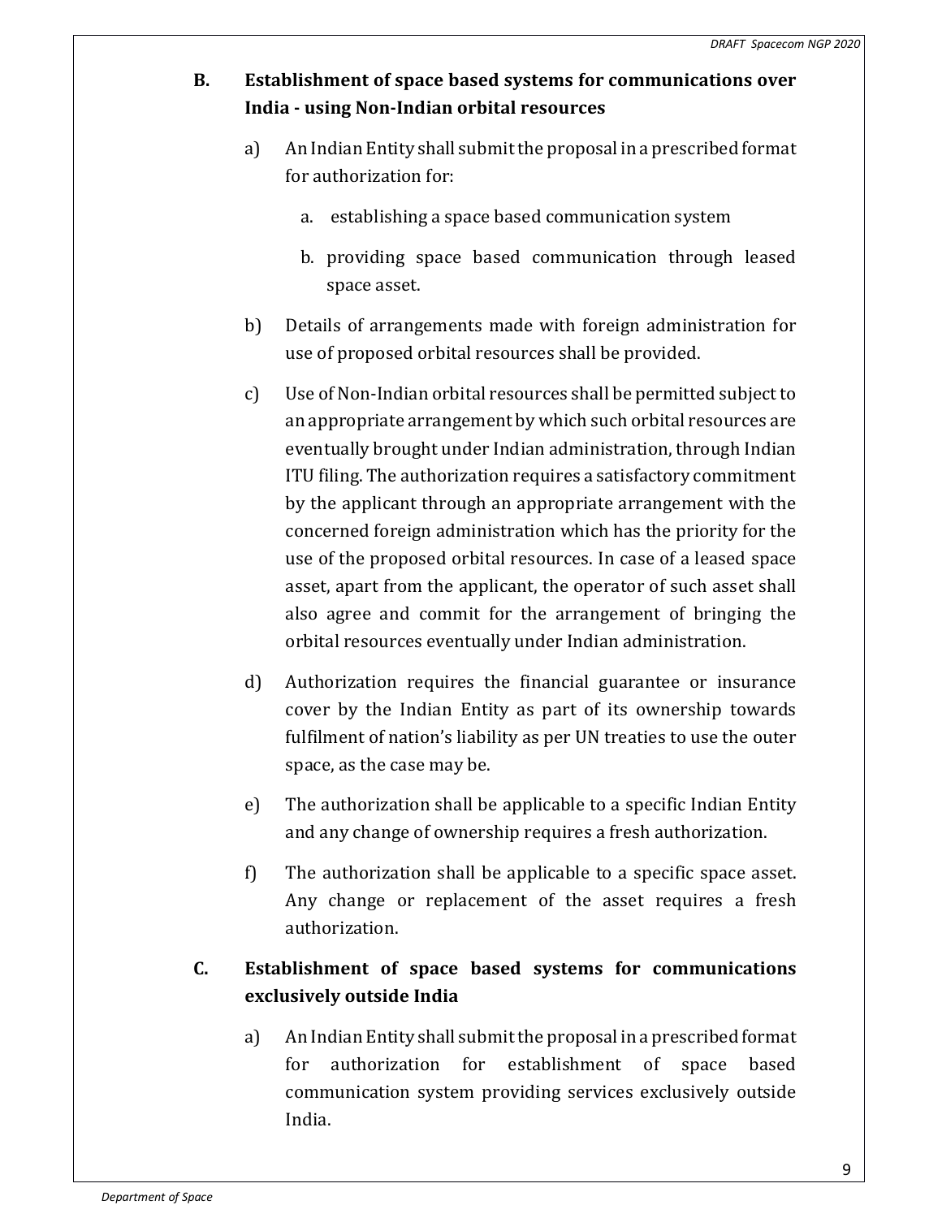### B. Establishment of space based systems for communications over India - using Non-Indian orbital resources

a) An Indian Entity shall submit the proposal in a prescribed format for authorization for:

   a. establishing a space based communication system

   b. providing space based communication through leased space asset.

b) Details of arrangements made with foreign administration for use of proposed orbital resources shall be provided.

c) Use of Non-Indian orbital resources shall be permitted subject to an appropriate arrangement by which such orbital resources are eventually brought under Indian administration, through Indian ITU filing. The authorization requires a satisfactory commitment by the applicant through an appropriate arrangement with the concerned foreign administration which has the priority for the use of the proposed orbital resources. In case of a leased space asset, apart from the applicant, the operator of such asset shall also agree and commit for the arrangement of bringing the orbital resources eventually under Indian administration.

d) Authorization requires the financial guarantee or insurance cover by the Indian Entity as part of its ownership towards fulfilment of nation's liability as per UN treaties to use the outer space, as the case may be.

e) The authorization shall be applicable to a specific Indian Entity and any change of ownership requires a fresh authorization.

f) The authorization shall be applicable to a specific space asset. Any change or replacement of the asset requires a fresh authorization.

### C. Establishment of space based systems for communications exclusively outside India

a) An Indian Entity shall submit the proposal in a prescribed format for authorization for establishment of space based communication system providing services exclusively outside India.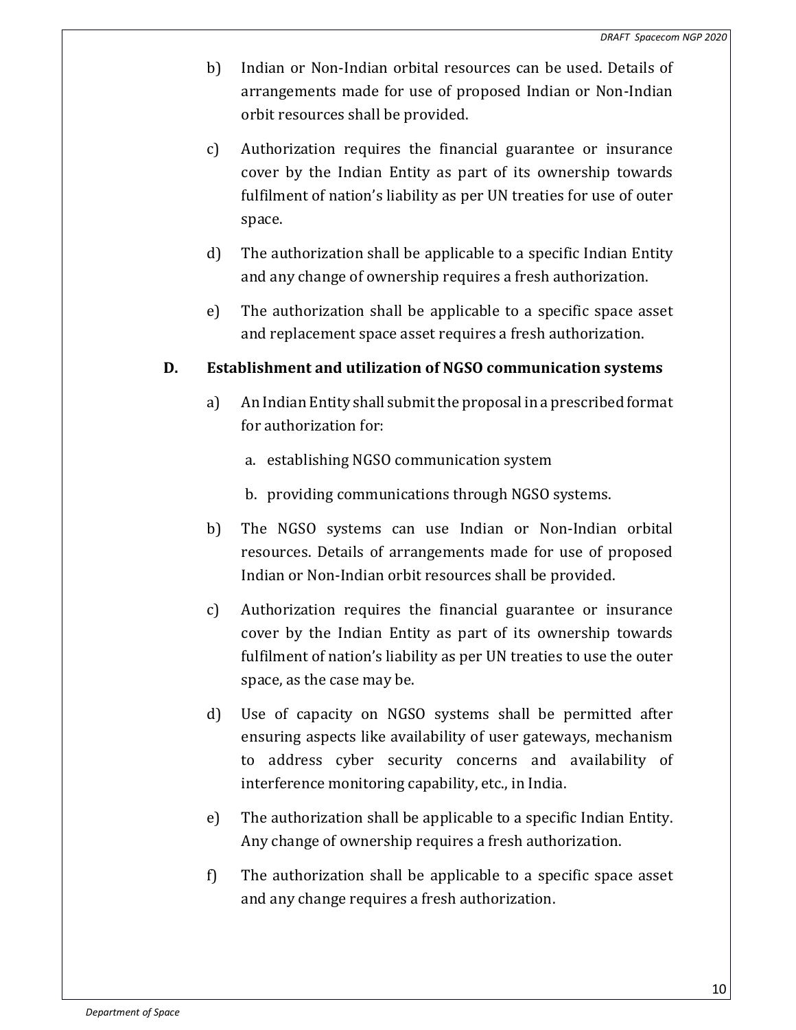b) Indian or Non-Indian orbital resources can be used. Details of arrangements made for use of proposed Indian or Non-Indian orbit resources shall be provided.

c) Authorization requires the financial guarantee or insurance cover by the Indian Entity as part of its ownership towards fulfilment of nation's liability as per UN treaties for use of outer space.

d) The authorization shall be applicable to a specific Indian Entity and any change of ownership requires a fresh authorization.

e) The authorization shall be applicable to a specific space asset and replacement space asset requires a fresh authorization.

**D. Establishment and utilization of NGSO communication systems**

a) An Indian Entity shall submit the proposal in a prescribed format for authorization for:

   a. establishing NGSO communication system

   b. providing communications through NGSO systems.

b) The NGSO systems can use Indian or Non-Indian orbital resources. Details of arrangements made for use of proposed Indian or Non-Indian orbit resources shall be provided.

c) Authorization requires the financial guarantee or insurance cover by the Indian Entity as part of its ownership towards fulfilment of nation's liability as per UN treaties to use the outer space, as the case may be.

d) Use of capacity on NGSO systems shall be permitted after ensuring aspects like availability of user gateways, mechanism to address cyber security concerns and availability of interference monitoring capability, etc., in India.

e) The authorization shall be applicable to a specific Indian Entity. Any change of ownership requires a fresh authorization.

f) The authorization shall be applicable to a specific space asset and any change requires a fresh authorization.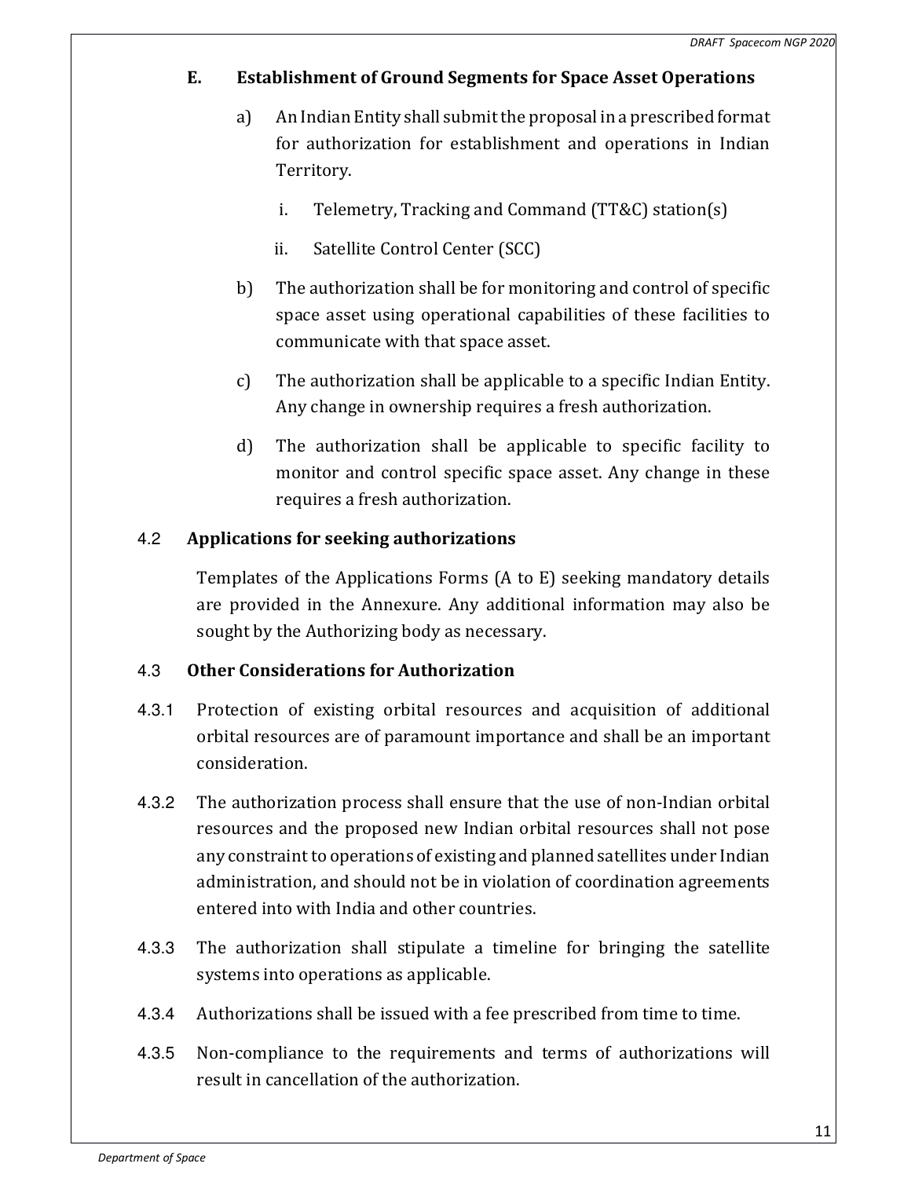### E. Establishment of Ground Segments for Space Asset Operations

a) An Indian Entity shall submit the proposal in a prescribed format for authorization for establishment and operations in Indian Territory.

   i. Telemetry, Tracking and Command (TT&C) station(s)

   ii. Satellite Control Center (SCC)

b) The authorization shall be for monitoring and control of specific space asset using operational capabilities of these facilities to communicate with that space asset.

c) The authorization shall be applicable to a specific Indian Entity. Any change in ownership requires a fresh authorization.

d) The authorization shall be applicable to specific facility to monitor and control specific space asset. Any change in these requires a fresh authorization.

## 4.2 Applications for seeking authorizations

Templates of the Applications Forms (A to E) seeking mandatory details are provided in the Annexure. Any additional information may also be sought by the Authorizing body as necessary.

## 4.3 Other Considerations for Authorization

4.3.1 Protection of existing orbital resources and acquisition of additional orbital resources are of paramount importance and shall be an important consideration.

4.3.2 The authorization process shall ensure that the use of non-Indian orbital resources and the proposed new Indian orbital resources shall not pose any constraint to operations of existing and planned satellites under Indian administration, and should not be in violation of coordination agreements entered into with India and other countries.

4.3.3 The authorization shall stipulate a timeline for bringing the satellite systems into operations as applicable.

4.3.4 Authorizations shall be issued with a fee prescribed from time to time.

4.3.5 Non-compliance to the requirements and terms of authorizations will result in cancellation of the authorization.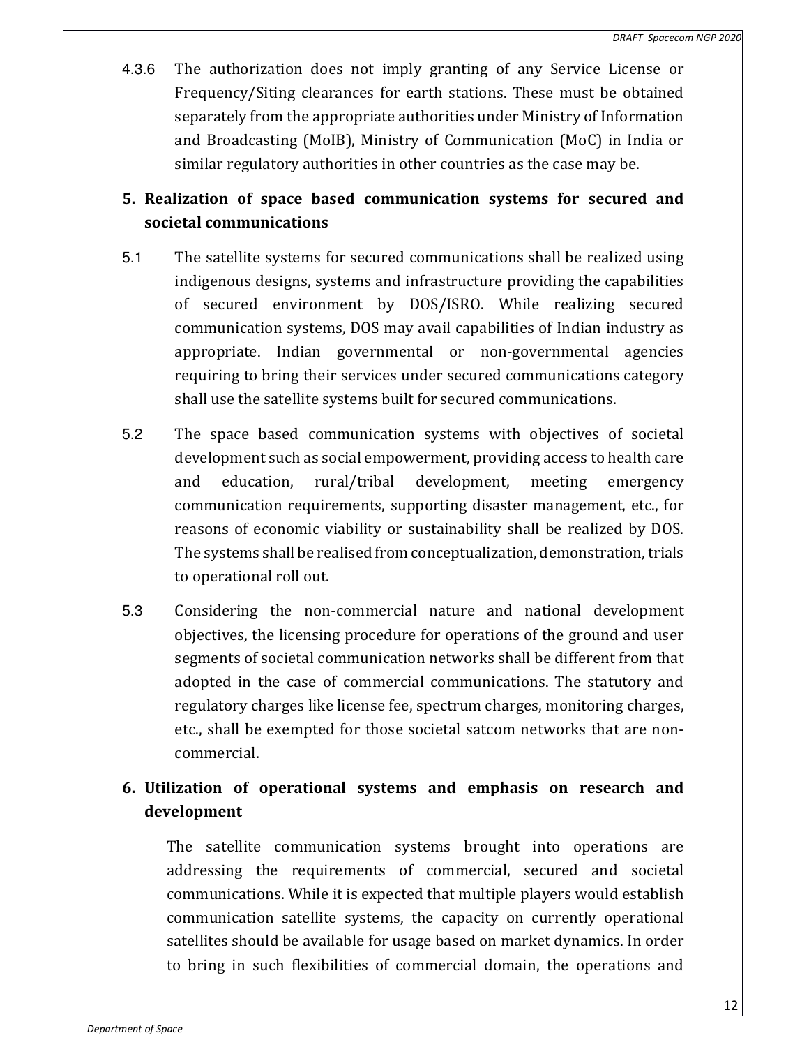4.3.6 The authorization does not imply granting of any Service License or Frequency/Siting clearances for earth stations. These must be obtained separately from the appropriate authorities under Ministry of Information and Broadcasting (MoIB), Ministry of Communication (MoC) in India or similar regulatory authorities in other countries as the case may be.

## 5. Realization of space based communication systems for secured and societal communications

5.1 The satellite systems for secured communications shall be realized using indigenous designs, systems and infrastructure providing the capabilities of secured environment by DOS/ISRO. While realizing secured communication systems, DOS may avail capabilities of Indian industry as appropriate. Indian governmental or non-governmental agencies requiring to bring their services under secured communications category shall use the satellite systems built for secured communications.

5.2 The space based communication systems with objectives of societal development such as social empowerment, providing access to health care and education, rural/tribal development, meeting emergency communication requirements, supporting disaster management, etc., for reasons of economic viability or sustainability shall be realized by DOS. The systems shall be realised from conceptualization, demonstration, trials to operational roll out.

5.3 Considering the non-commercial nature and national development objectives, the licensing procedure for operations of the ground and user segments of societal communication networks shall be different from that adopted in the case of commercial communications. The statutory and regulatory charges like license fee, spectrum charges, monitoring charges, etc., shall be exempted for those societal satcom networks that are non-commercial.

## 6. Utilization of operational systems and emphasis on research and development

The satellite communication systems brought into operations are addressing the requirements of commercial, secured and societal communications. While it is expected that multiple players would establish communication satellite systems, the capacity on currently operational satellites should be available for usage based on market dynamics. In order to bring in such flexibilities of commercial domain, the operations and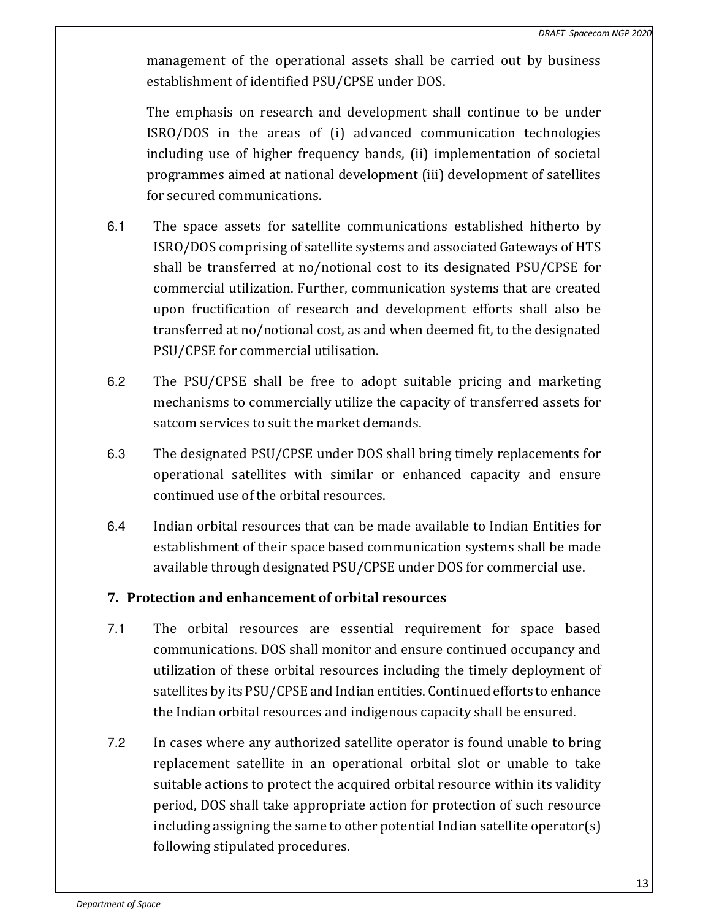management of the operational assets shall be carried out by business establishment of identified PSU/CPSE under DOS.

The emphasis on research and development shall continue to be under ISRO/DOS in the areas of (i) advanced communication technologies including use of higher frequency bands, (ii) implementation of societal programmes aimed at national development (iii) development of satellites for secured communications.

6.1 The space assets for satellite communications established hitherto by ISRO/DOS comprising of satellite systems and associated Gateways of HTS shall be transferred at no/notional cost to its designated PSU/CPSE for commercial utilization. Further, communication systems that are created upon fructification of research and development efforts shall also be transferred at no/notional cost, as and when deemed fit, to the designated PSU/CPSE for commercial utilisation.

6.2 The PSU/CPSE shall be free to adopt suitable pricing and marketing mechanisms to commercially utilize the capacity of transferred assets for satcom services to suit the market demands.

6.3 The designated PSU/CPSE under DOS shall bring timely replacements for operational satellites with similar or enhanced capacity and ensure continued use of the orbital resources.

6.4 Indian orbital resources that can be made available to Indian Entities for establishment of their space based communication systems shall be made available through designated PSU/CPSE under DOS for commercial use.

## 7. Protection and enhancement of orbital resources

7.1 The orbital resources are essential requirement for space based communications. DOS shall monitor and ensure continued occupancy and utilization of these orbital resources including the timely deployment of satellites by its PSU/CPSE and Indian entities. Continued efforts to enhance the Indian orbital resources and indigenous capacity shall be ensured.

7.2 In cases where any authorized satellite operator is found unable to bring replacement satellite in an operational orbital slot or unable to take suitable actions to protect the acquired orbital resource within its validity period, DOS shall take appropriate action for protection of such resource including assigning the same to other potential Indian satellite operator(s) following stipulated procedures.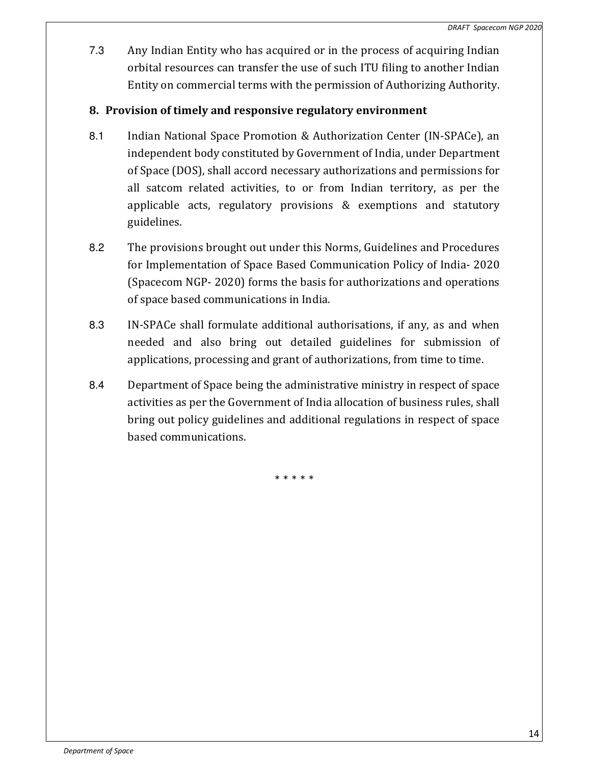7.3 Any Indian Entity who has acquired or in the process of acquiring Indian orbital resources can transfer the use of such ITU filing to another Indian Entity on commercial terms with the permission of Authorizing Authority.

## 8. Provision of timely and responsive regulatory environment

8.1 Indian National Space Promotion & Authorization Center (IN-SPACe), an independent body constituted by Government of India, under Department of Space (DOS), shall accord necessary authorizations and permissions for all satcom related activities, to or from Indian territory, as per the applicable acts, regulatory provisions & exemptions and statutory guidelines.

8.2 The provisions brought out under this Norms, Guidelines and Procedures for Implementation of Space Based Communication Policy of India- 2020 (Spacecom NGP- 2020) forms the basis for authorizations and operations of space based communications in India.

8.3 IN-SPACe shall formulate additional authorisations, if any, as and when needed and also bring out detailed guidelines for submission of applications, processing and grant of authorizations, from time to time.

8.4 Department of Space being the administrative ministry in respect of space activities as per the Government of India allocation of business rules, shall bring out policy guidelines and additional regulations in respect of space based communications.

* * * * *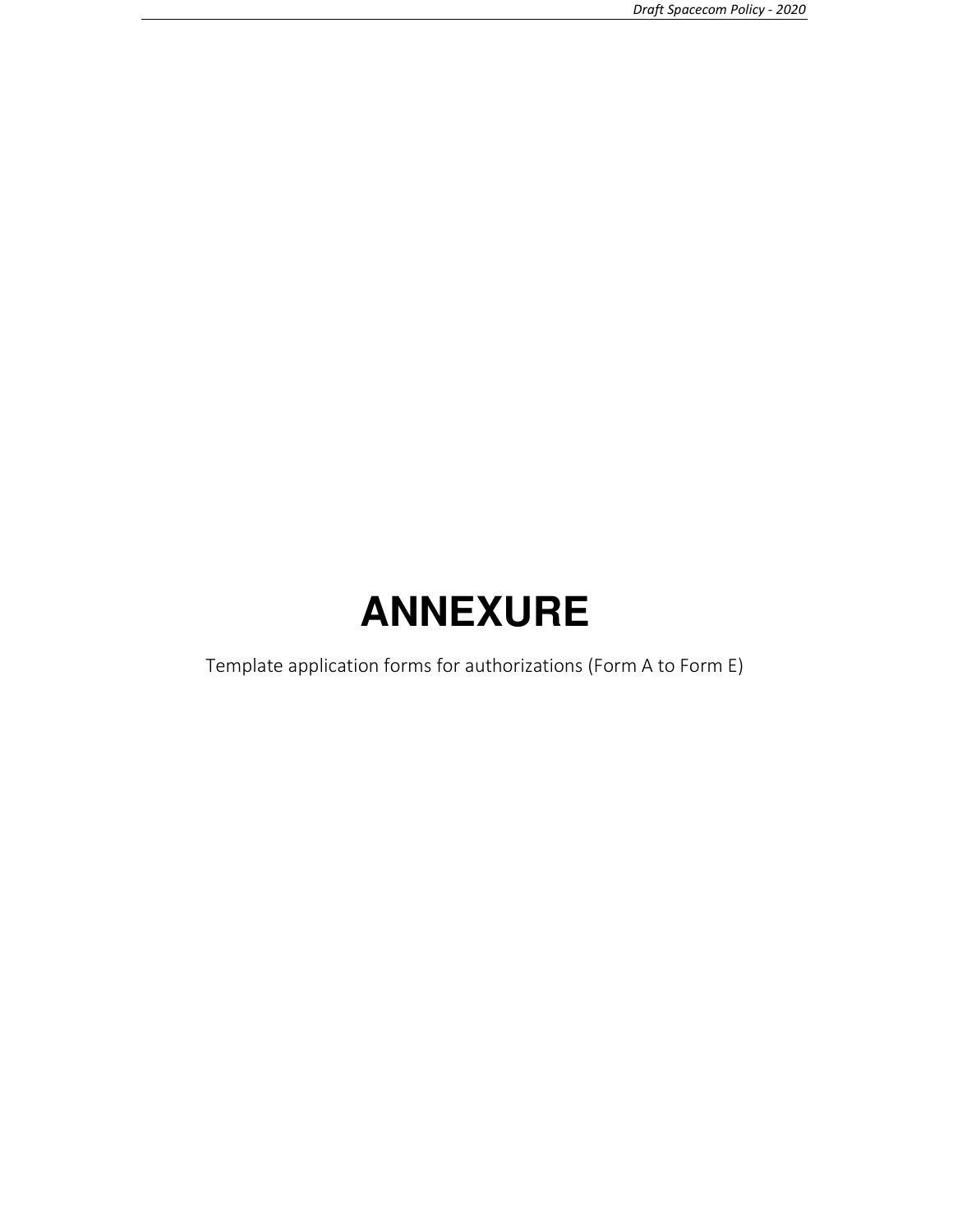# ANNEXURE

Template application forms for authorizations (Form A to Form E)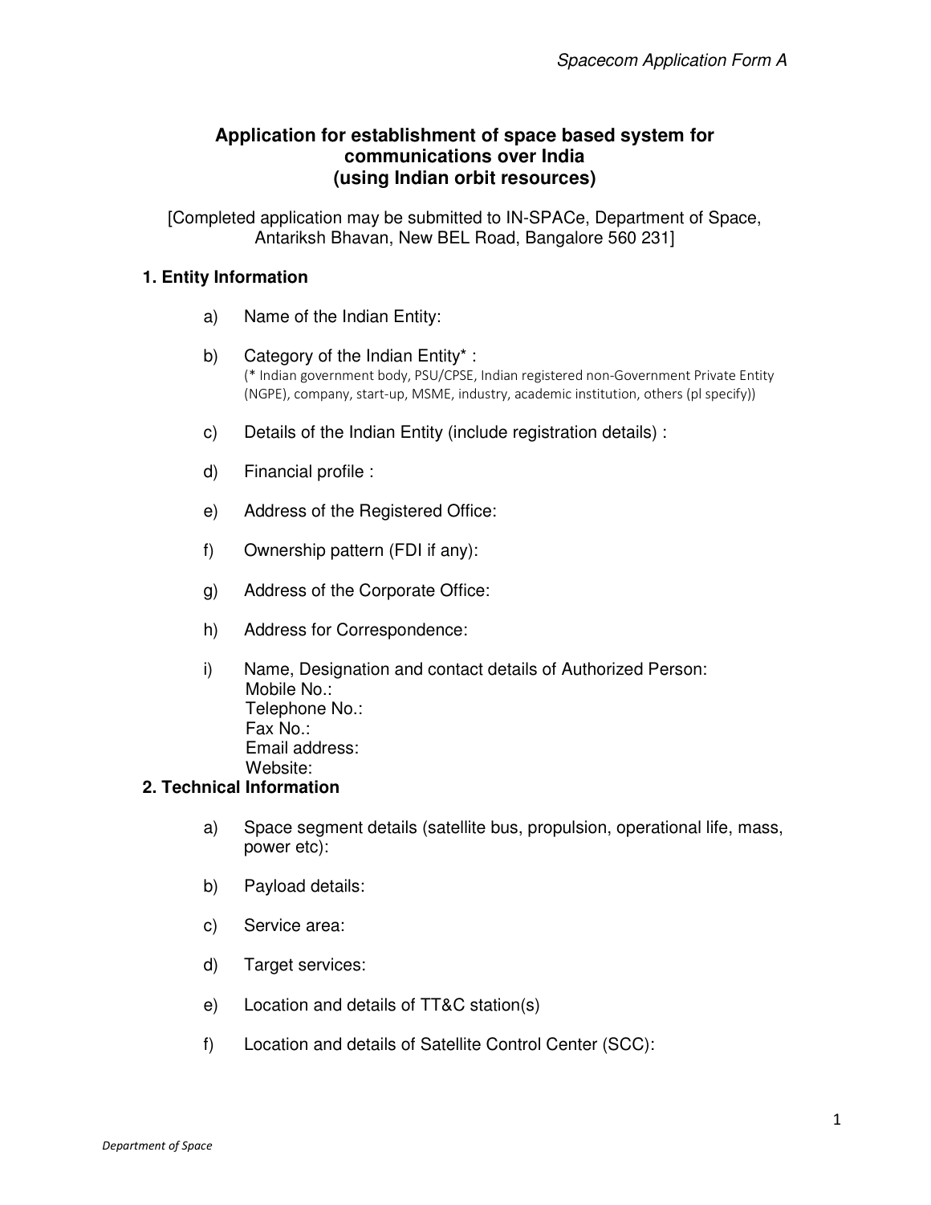# Application for establishment of space based system for communications over India (using Indian orbit resources)

[Completed application may be submitted to IN-SPACe, Department of Space, Antariksh Bhavan, New BEL Road, Bangalore 560 231]

## 1. Entity Information

a) Name of the Indian Entity:

b) Category of the Indian Entity* :
(* Indian government body, PSU/CPSE, Indian registered non-Government Private Entity (NGPE), company, start-up, MSME, industry, academic institution, others (pl specify))

c) Details of the Indian Entity (include registration details) :

d) Financial profile :

e) Address of the Registered Office:

f) Ownership pattern (FDI if any):

g) Address of the Corporate Office:

h) Address for Correspondence:

i) Name, Designation and contact details of Authorized Person:
Mobile No.:
Telephone No.:
Fax No.:
Email address:
Website:

## 2. Technical Information

a) Space segment details (satellite bus, propulsion, operational life, mass, power etc):

b) Payload details:

c) Service area:

d) Target services:

e) Location and details of TT&C station(s)

f) Location and details of Satellite Control Center (SCC):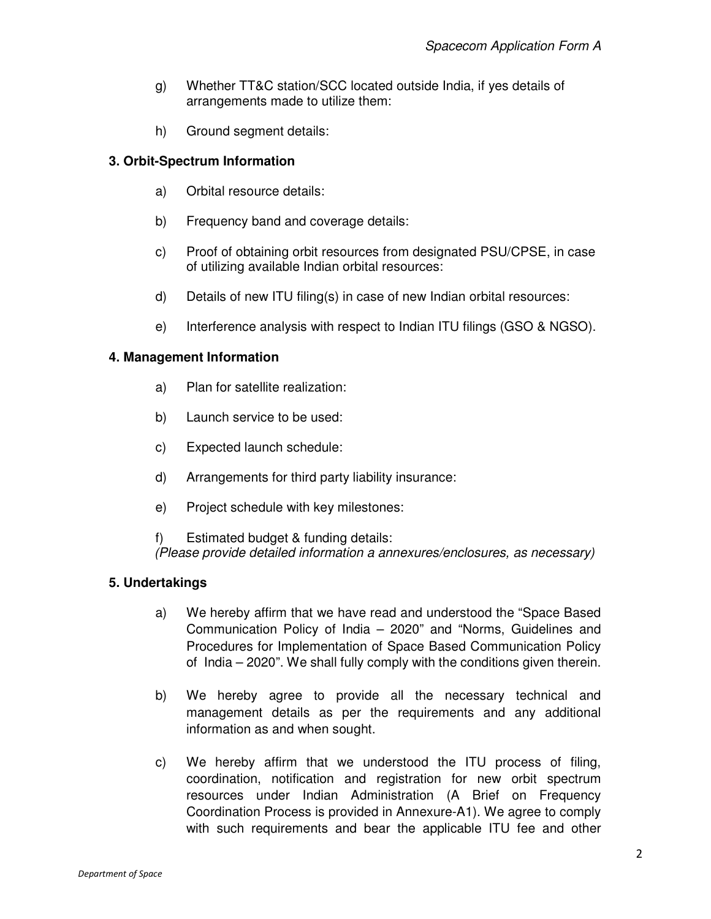g) Whether TT&C station/SCC located outside India, if yes details of arrangements made to utilize them:

h) Ground segment details:

**3. Orbit-Spectrum Information**

a) Orbital resource details:

b) Frequency band and coverage details:

c) Proof of obtaining orbit resources from designated PSU/CPSE, in case of utilizing available Indian orbital resources:

d) Details of new ITU filing(s) in case of new Indian orbital resources:

e) Interference analysis with respect to Indian ITU filings (GSO & NGSO).

**4. Management Information**

a) Plan for satellite realization:

b) Launch service to be used:

c) Expected launch schedule:

d) Arrangements for third party liability insurance:

e) Project schedule with key milestones:

f) Estimated budget & funding details:
*(Please provide detailed information a annexures/enclosures, as necessary)*

**5. Undertakings**

a) We hereby affirm that we have read and understood the "Space Based Communication Policy of India – 2020" and "Norms, Guidelines and Procedures for Implementation of Space Based Communication Policy of India – 2020". We shall fully comply with the conditions given therein.

b) We hereby agree to provide all the necessary technical and management details as per the requirements and any additional information as and when sought.

c) We hereby affirm that we understood the ITU process of filing, coordination, notification and registration for new orbit spectrum resources under Indian Administration (A Brief on Frequency Coordination Process is provided in Annexure-A1). We agree to comply with such requirements and bear the applicable ITU fee and other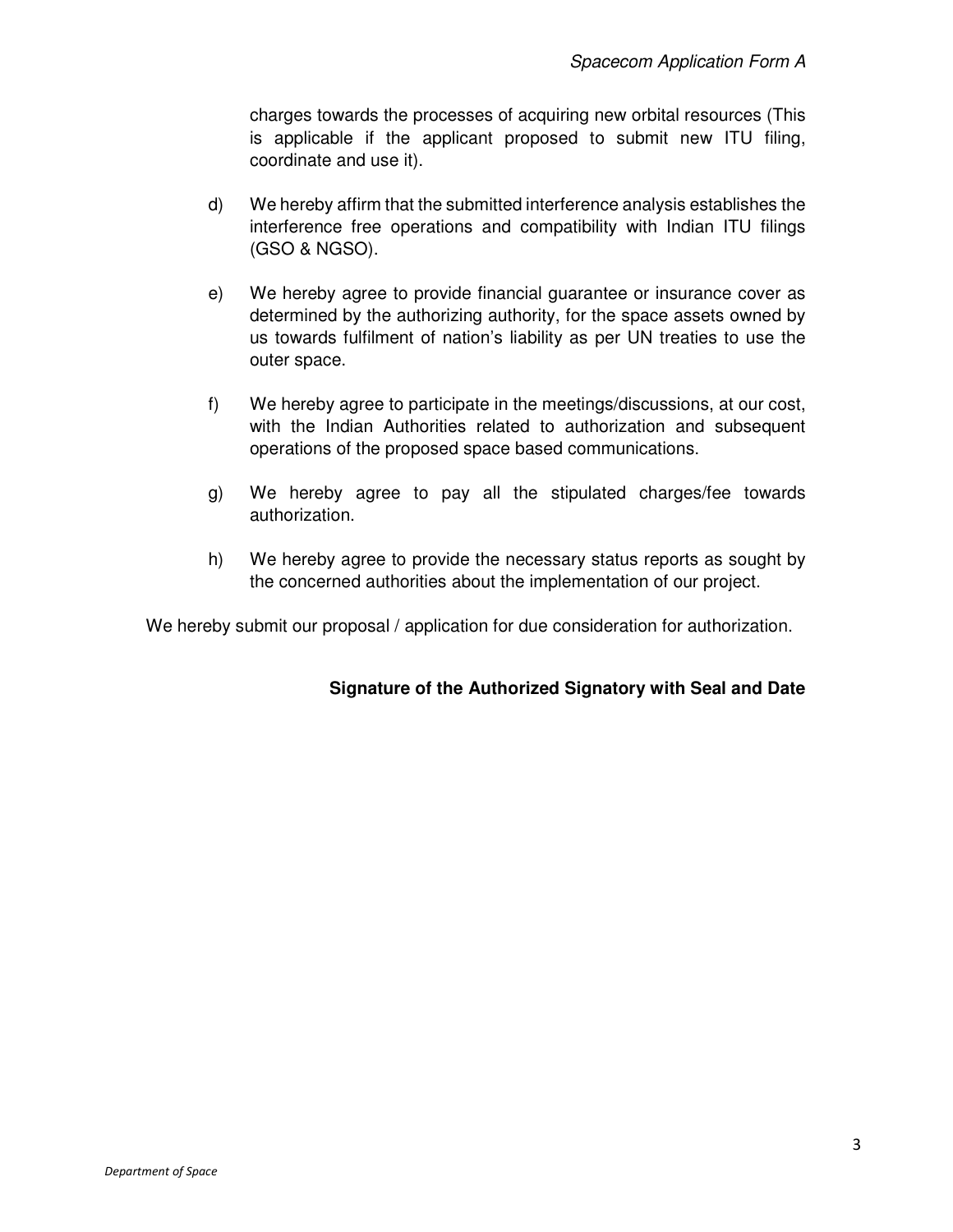charges towards the processes of acquiring new orbital resources (This is applicable if the applicant proposed to submit new ITU filing, coordinate and use it).

d) We hereby affirm that the submitted interference analysis establishes the interference free operations and compatibility with Indian ITU filings (GSO & NGSO).

e) We hereby agree to provide financial guarantee or insurance cover as determined by the authorizing authority, for the space assets owned by us towards fulfilment of nation's liability as per UN treaties to use the outer space.

f) We hereby agree to participate in the meetings/discussions, at our cost, with the Indian Authorities related to authorization and subsequent operations of the proposed space based communications.

g) We hereby agree to pay all the stipulated charges/fee towards authorization.

h) We hereby agree to provide the necessary status reports as sought by the concerned authorities about the implementation of our project.

We hereby submit our proposal / application for due consideration for authorization.

**Signature of the Authorized Signatory with Seal and Date**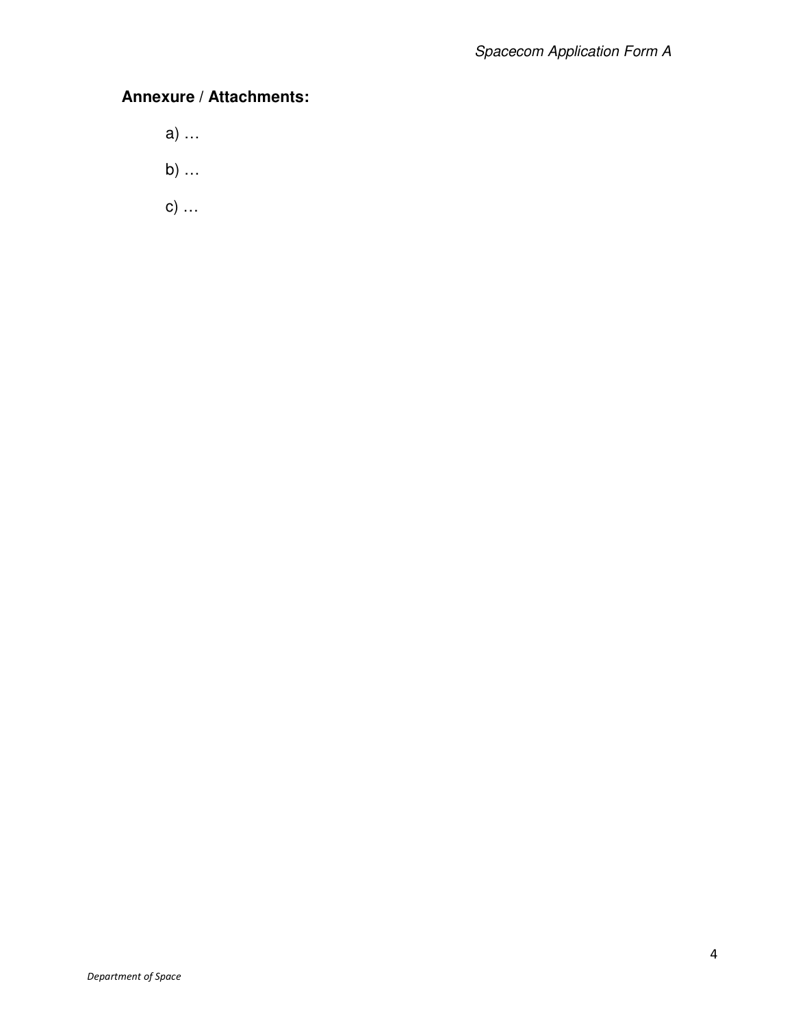**Annexure / Attachments:**

a) …

b) …

c) …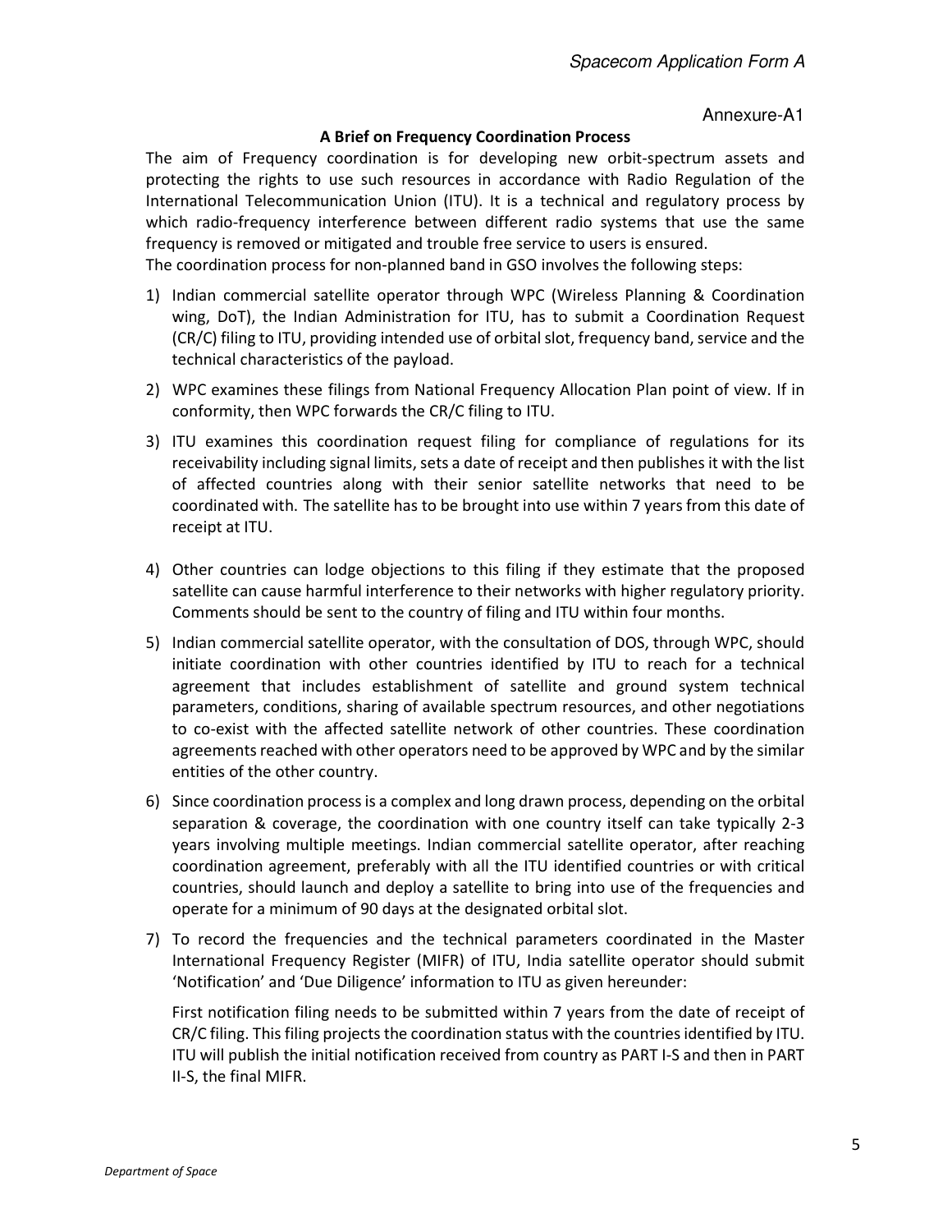Annexure-A1

**A Brief on Frequency Coordination Process**

The aim of Frequency coordination is for developing new orbit-spectrum assets and protecting the rights to use such resources in accordance with Radio Regulation of the International Telecommunication Union (ITU). It is a technical and regulatory process by which radio-frequency interference between different radio systems that use the same frequency is removed or mitigated and trouble free service to users is ensured.

The coordination process for non-planned band in GSO involves the following steps:

1) Indian commercial satellite operator through WPC (Wireless Planning & Coordination wing, DoT), the Indian Administration for ITU, has to submit a Coordination Request (CR/C) filing to ITU, providing intended use of orbital slot, frequency band, service and the technical characteristics of the payload.

2) WPC examines these filings from National Frequency Allocation Plan point of view. If in conformity, then WPC forwards the CR/C filing to ITU.

3) ITU examines this coordination request filing for compliance of regulations for its receivability including signal limits, sets a date of receipt and then publishes it with the list of affected countries along with their senior satellite networks that need to be coordinated with. The satellite has to be brought into use within 7 years from this date of receipt at ITU.

4) Other countries can lodge objections to this filing if they estimate that the proposed satellite can cause harmful interference to their networks with higher regulatory priority. Comments should be sent to the country of filing and ITU within four months.

5) Indian commercial satellite operator, with the consultation of DOS, through WPC, should initiate coordination with other countries identified by ITU to reach for a technical agreement that includes establishment of satellite and ground system technical parameters, conditions, sharing of available spectrum resources, and other negotiations to co-exist with the affected satellite network of other countries. These coordination agreements reached with other operators need to be approved by WPC and by the similar entities of the other country.

6) Since coordination process is a complex and long drawn process, depending on the orbital separation & coverage, the coordination with one country itself can take typically 2-3 years involving multiple meetings. Indian commercial satellite operator, after reaching coordination agreement, preferably with all the ITU identified countries or with critical countries, should launch and deploy a satellite to bring into use of the frequencies and operate for a minimum of 90 days at the designated orbital slot.

7) To record the frequencies and the technical parameters coordinated in the Master International Frequency Register (MIFR) of ITU, India satellite operator should submit 'Notification' and 'Due Diligence' information to ITU as given hereunder:

   First notification filing needs to be submitted within 7 years from the date of receipt of CR/C filing. This filing projects the coordination status with the countries identified by ITU. ITU will publish the initial notification received from country as PART I-S and then in PART II-S, the final MIFR.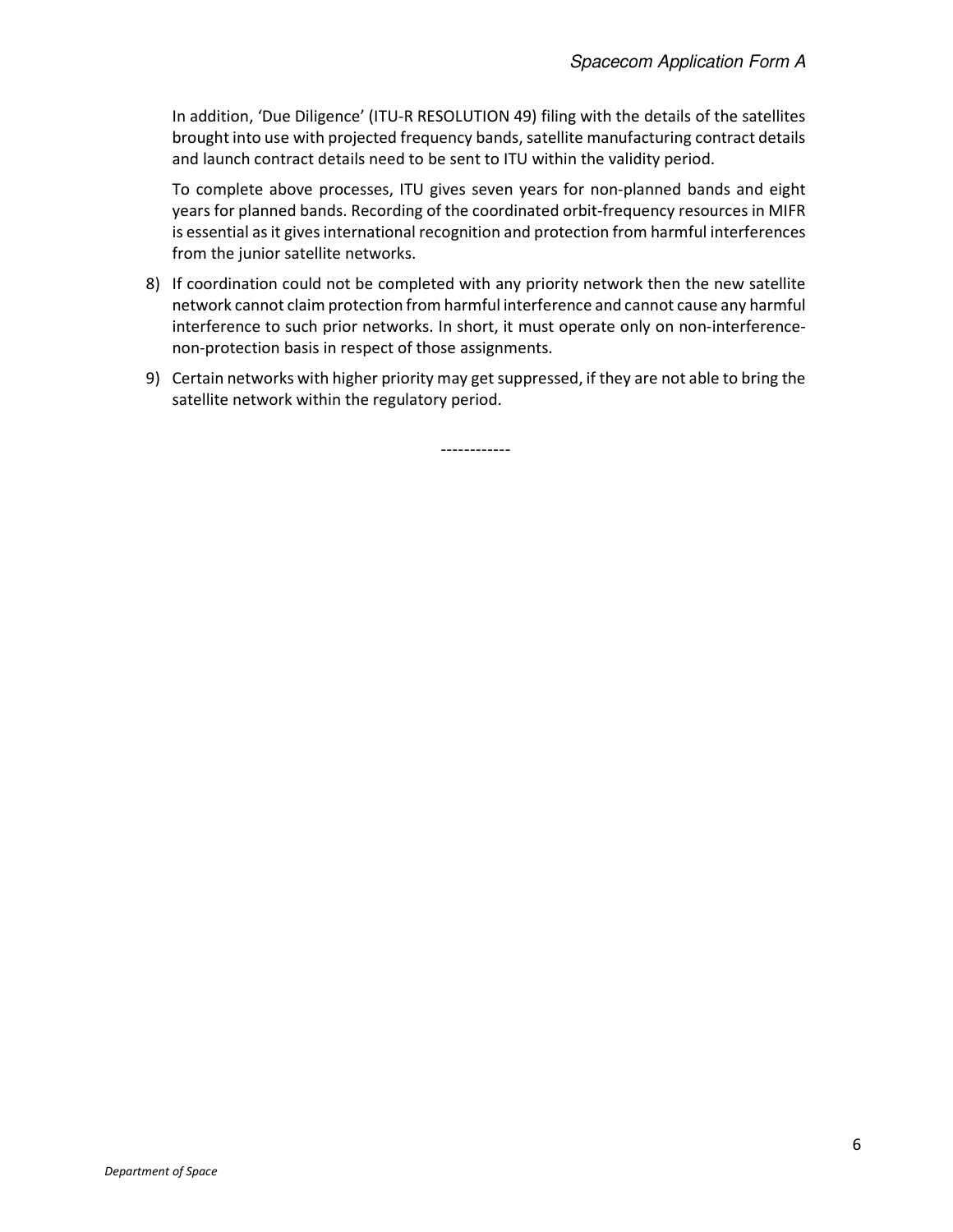In addition, 'Due Diligence' (ITU-R RESOLUTION 49) filing with the details of the satellites brought into use with projected frequency bands, satellite manufacturing contract details and launch contract details need to be sent to ITU within the validity period.

To complete above processes, ITU gives seven years for non-planned bands and eight years for planned bands. Recording of the coordinated orbit-frequency resources in MIFR is essential as it gives international recognition and protection from harmful interferences from the junior satellite networks.

8) If coordination could not be completed with any priority network then the new satellite network cannot claim protection from harmful interference and cannot cause any harmful interference to such prior networks. In short, it must operate only on non-interference-non-protection basis in respect of those assignments.

9) Certain networks with higher priority may get suppressed, if they are not able to bring the satellite network within the regulatory period.

------------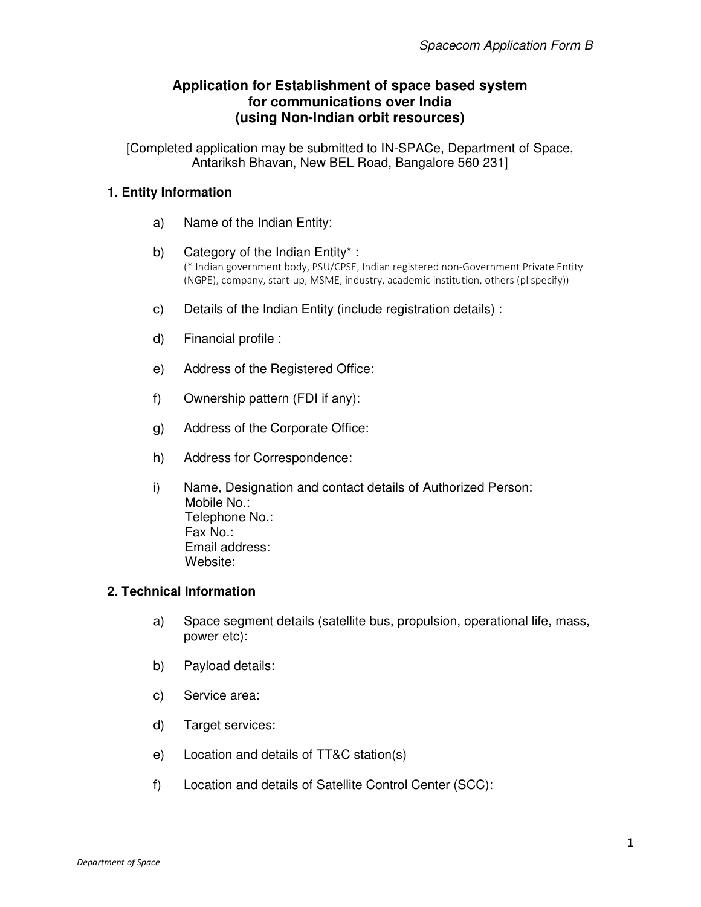# Application for Establishment of space based system for communications over India (using Non-Indian orbit resources)

[Completed application may be submitted to IN-SPACe, Department of Space, Antariksh Bhavan, New BEL Road, Bangalore 560 231]

## 1. Entity Information

a) Name of the Indian Entity:

b) Category of the Indian Entity* :
(* Indian government body, PSU/CPSE, Indian registered non-Government Private Entity (NGPE), company, start-up, MSME, industry, academic institution, others (pl specify))

c) Details of the Indian Entity (include registration details) :

d) Financial profile :

e) Address of the Registered Office:

f) Ownership pattern (FDI if any):

g) Address of the Corporate Office:

h) Address for Correspondence:

i) Name, Designation and contact details of Authorized Person:
Mobile No.:
Telephone No.:
Fax No.:
Email address:
Website:

## 2. Technical Information

a) Space segment details (satellite bus, propulsion, operational life, mass, power etc):

b) Payload details:

c) Service area:

d) Target services:

e) Location and details of TT&C station(s)

f) Location and details of Satellite Control Center (SCC):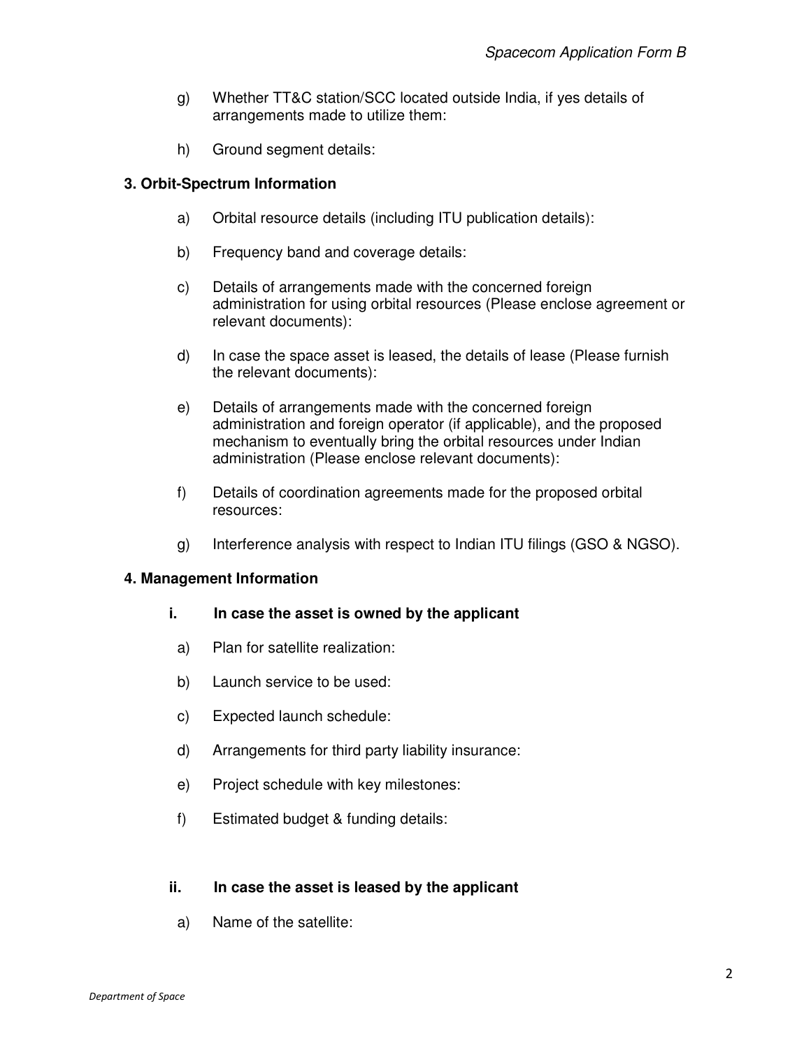g) Whether TT&C station/SCC located outside India, if yes details of arrangements made to utilize them:

h) Ground segment details:

**3. Orbit-Spectrum Information**

a) Orbital resource details (including ITU publication details):

b) Frequency band and coverage details:

c) Details of arrangements made with the concerned foreign administration for using orbital resources (Please enclose agreement or relevant documents):

d) In case the space asset is leased, the details of lease (Please furnish the relevant documents):

e) Details of arrangements made with the concerned foreign administration and foreign operator (if applicable), and the proposed mechanism to eventually bring the orbital resources under Indian administration (Please enclose relevant documents):

f) Details of coordination agreements made for the proposed orbital resources:

g) Interference analysis with respect to Indian ITU filings (GSO & NGSO).

**4. Management Information**

**i. In case the asset is owned by the applicant**

a) Plan for satellite realization:

b) Launch service to be used:

c) Expected launch schedule:

d) Arrangements for third party liability insurance:

e) Project schedule with key milestones:

f) Estimated budget & funding details:

**ii. In case the asset is leased by the applicant**

a) Name of the satellite: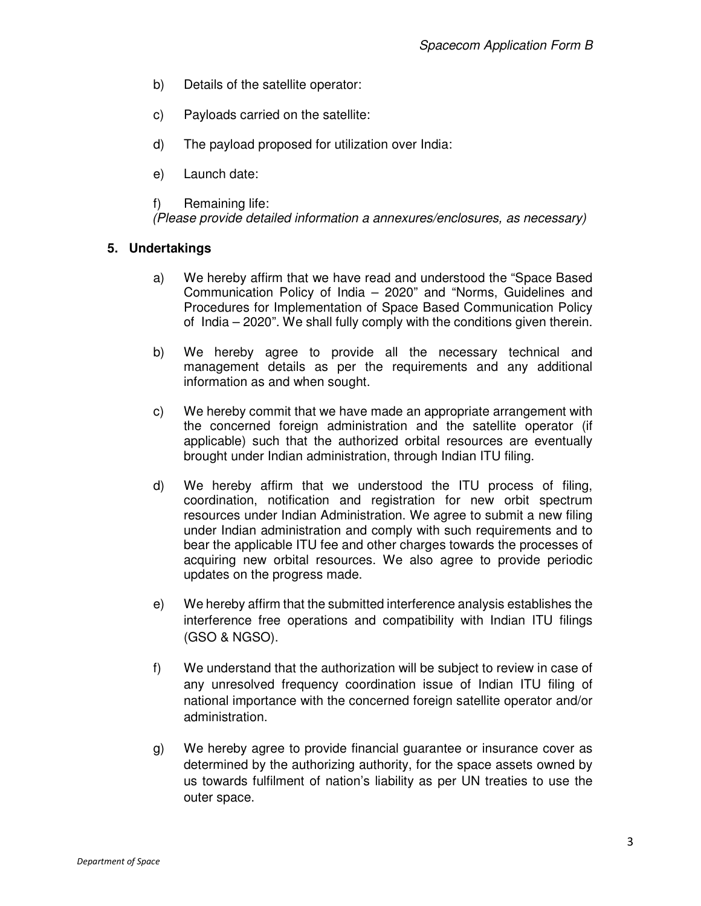b) Details of the satellite operator:

c) Payloads carried on the satellite:

d) The payload proposed for utilization over India:

e) Launch date:

f) Remaining life:

*(Please provide detailed information a annexures/enclosures, as necessary)*

**5. Undertakings**

a) We hereby affirm that we have read and understood the "Space Based Communication Policy of India – 2020" and "Norms, Guidelines and Procedures for Implementation of Space Based Communication Policy of India – 2020". We shall fully comply with the conditions given therein.

b) We hereby agree to provide all the necessary technical and management details as per the requirements and any additional information as and when sought.

c) We hereby commit that we have made an appropriate arrangement with the concerned foreign administration and the satellite operator (if applicable) such that the authorized orbital resources are eventually brought under Indian administration, through Indian ITU filing.

d) We hereby affirm that we understood the ITU process of filing, coordination, notification and registration for new orbit spectrum resources under Indian Administration. We agree to submit a new filing under Indian administration and comply with such requirements and to bear the applicable ITU fee and other charges towards the processes of acquiring new orbital resources. We also agree to provide periodic updates on the progress made.

e) We hereby affirm that the submitted interference analysis establishes the interference free operations and compatibility with Indian ITU filings (GSO & NGSO).

f) We understand that the authorization will be subject to review in case of any unresolved frequency coordination issue of Indian ITU filing of national importance with the concerned foreign satellite operator and/or administration.

g) We hereby agree to provide financial guarantee or insurance cover as determined by the authorizing authority, for the space assets owned by us towards fulfilment of nation's liability as per UN treaties to use the outer space.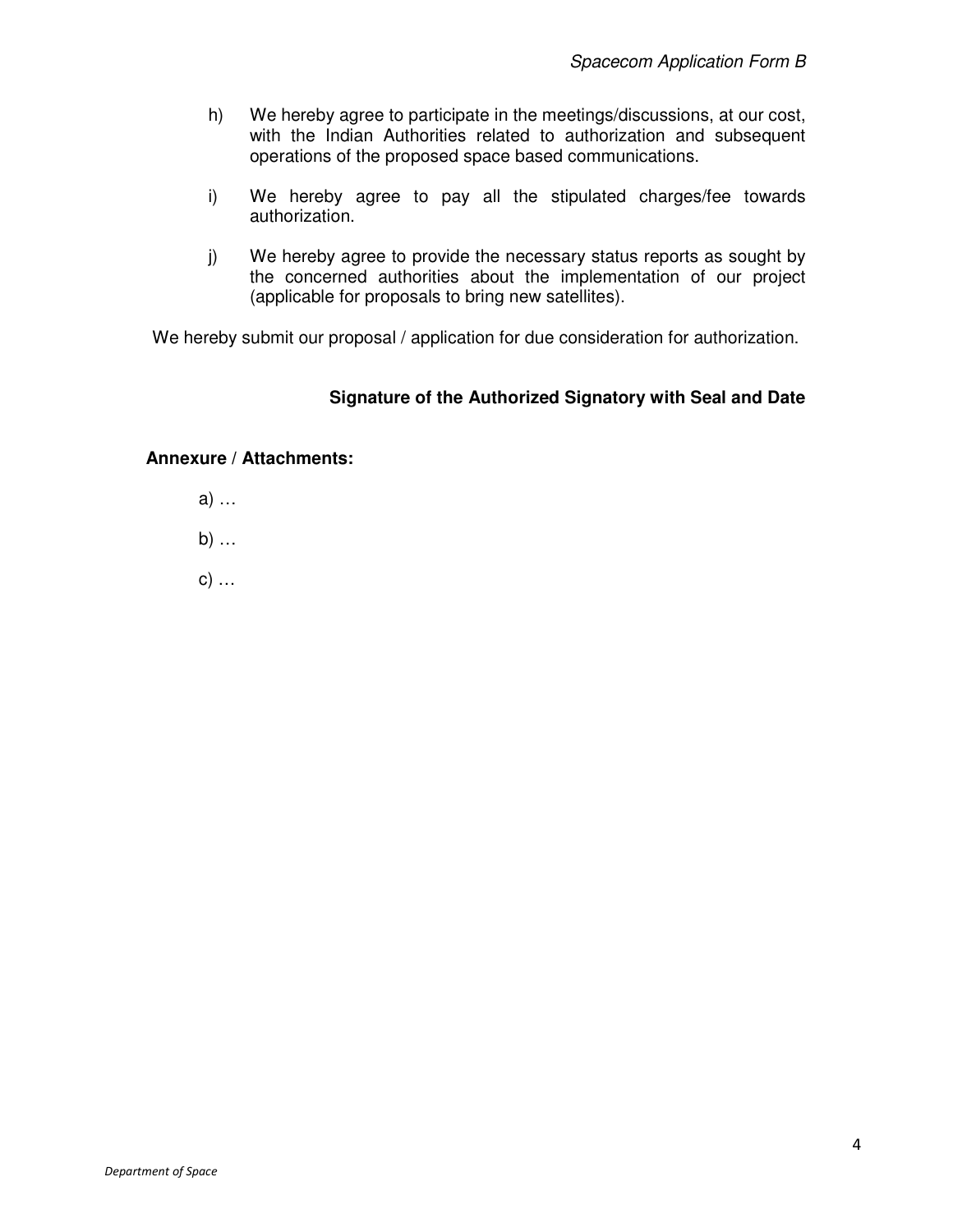h) We hereby agree to participate in the meetings/discussions, at our cost, with the Indian Authorities related to authorization and subsequent operations of the proposed space based communications.

i) We hereby agree to pay all the stipulated charges/fee towards authorization.

j) We hereby agree to provide the necessary status reports as sought by the concerned authorities about the implementation of our project (applicable for proposals to bring new satellites).

We hereby submit our proposal / application for due consideration for authorization.

**Signature of the Authorized Signatory with Seal and Date**

**Annexure / Attachments:**

a) …

b) …

c) …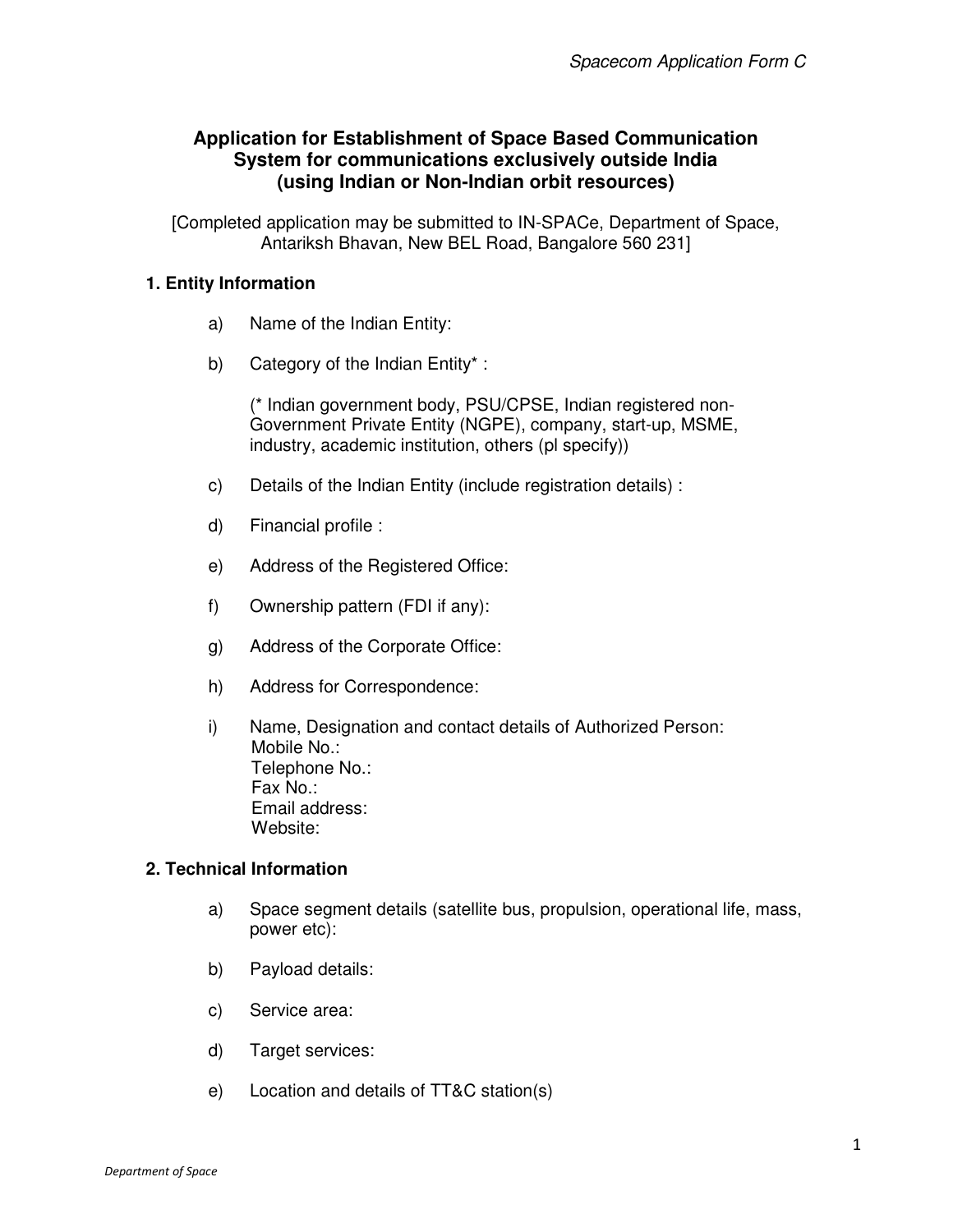# Application for Establishment of Space Based Communication System for communications exclusively outside India (using Indian or Non-Indian orbit resources)

[Completed application may be submitted to IN-SPACe, Department of Space, Antariksh Bhavan, New BEL Road, Bangalore 560 231]

## 1. Entity Information

a) Name of the Indian Entity:

b) Category of the Indian Entity* :

(* Indian government body, PSU/CPSE, Indian registered non-Government Private Entity (NGPE), company, start-up, MSME, industry, academic institution, others (pl specify))

c) Details of the Indian Entity (include registration details) :

d) Financial profile :

e) Address of the Registered Office:

f) Ownership pattern (FDI if any):

g) Address of the Corporate Office:

h) Address for Correspondence:

i) Name, Designation and contact details of Authorized Person:
Mobile No.:
Telephone No.:
Fax No.:
Email address:
Website:

## 2. Technical Information

a) Space segment details (satellite bus, propulsion, operational life, mass, power etc):

b) Payload details:

c) Service area:

d) Target services:

e) Location and details of TT&C station(s)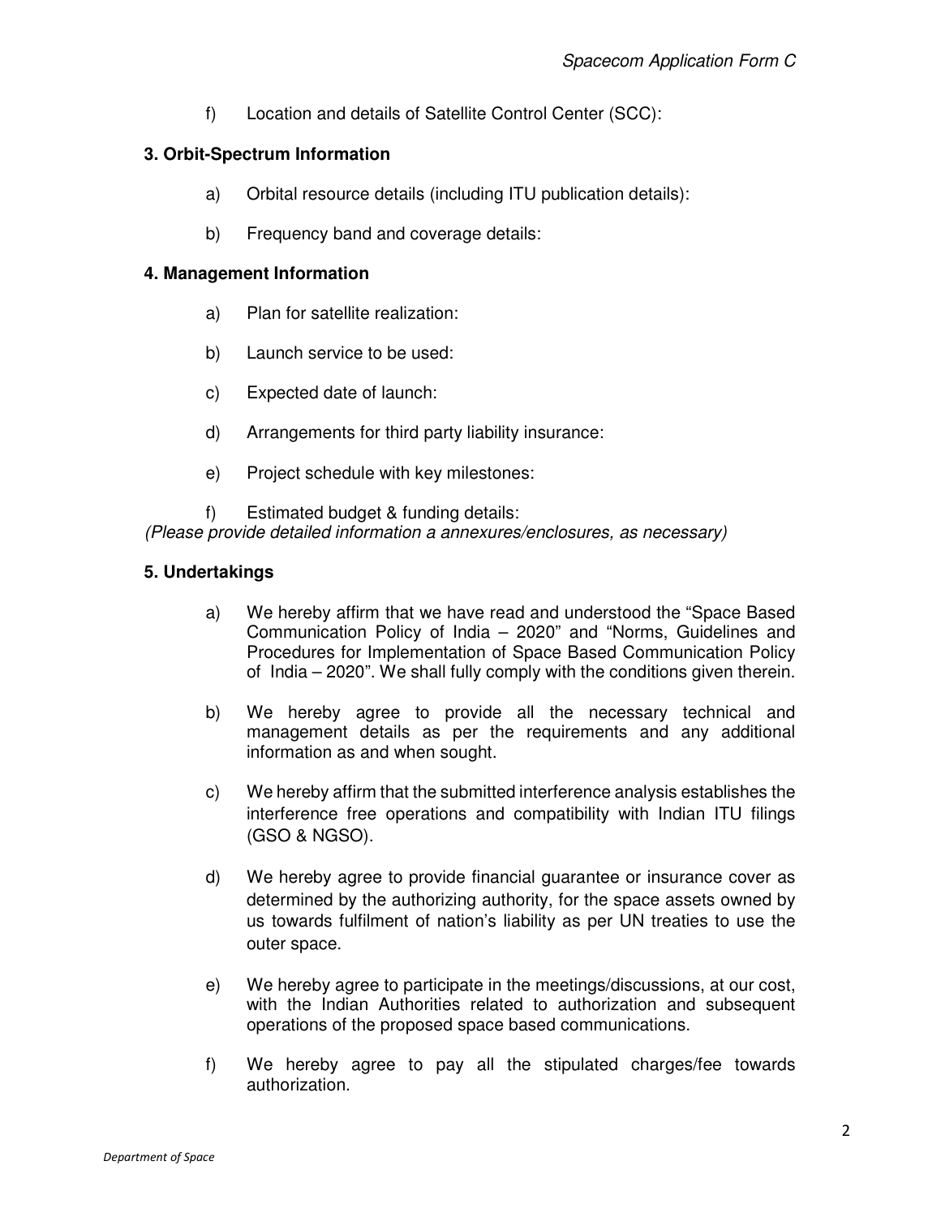f) Location and details of Satellite Control Center (SCC):

**3. Orbit-Spectrum Information**

a) Orbital resource details (including ITU publication details):

b) Frequency band and coverage details:

**4. Management Information**

a) Plan for satellite realization:

b) Launch service to be used:

c) Expected date of launch:

d) Arrangements for third party liability insurance:

e) Project schedule with key milestones:

f) Estimated budget & funding details:

*(Please provide detailed information a annexures/enclosures, as necessary)*

**5. Undertakings**

a) We hereby affirm that we have read and understood the "Space Based Communication Policy of India – 2020" and "Norms, Guidelines and Procedures for Implementation of Space Based Communication Policy of India – 2020". We shall fully comply with the conditions given therein.

b) We hereby agree to provide all the necessary technical and management details as per the requirements and any additional information as and when sought.

c) We hereby affirm that the submitted interference analysis establishes the interference free operations and compatibility with Indian ITU filings (GSO & NGSO).

d) We hereby agree to provide financial guarantee or insurance cover as determined by the authorizing authority, for the space assets owned by us towards fulfilment of nation's liability as per UN treaties to use the outer space.

e) We hereby agree to participate in the meetings/discussions, at our cost, with the Indian Authorities related to authorization and subsequent operations of the proposed space based communications.

f) We hereby agree to pay all the stipulated charges/fee towards authorization.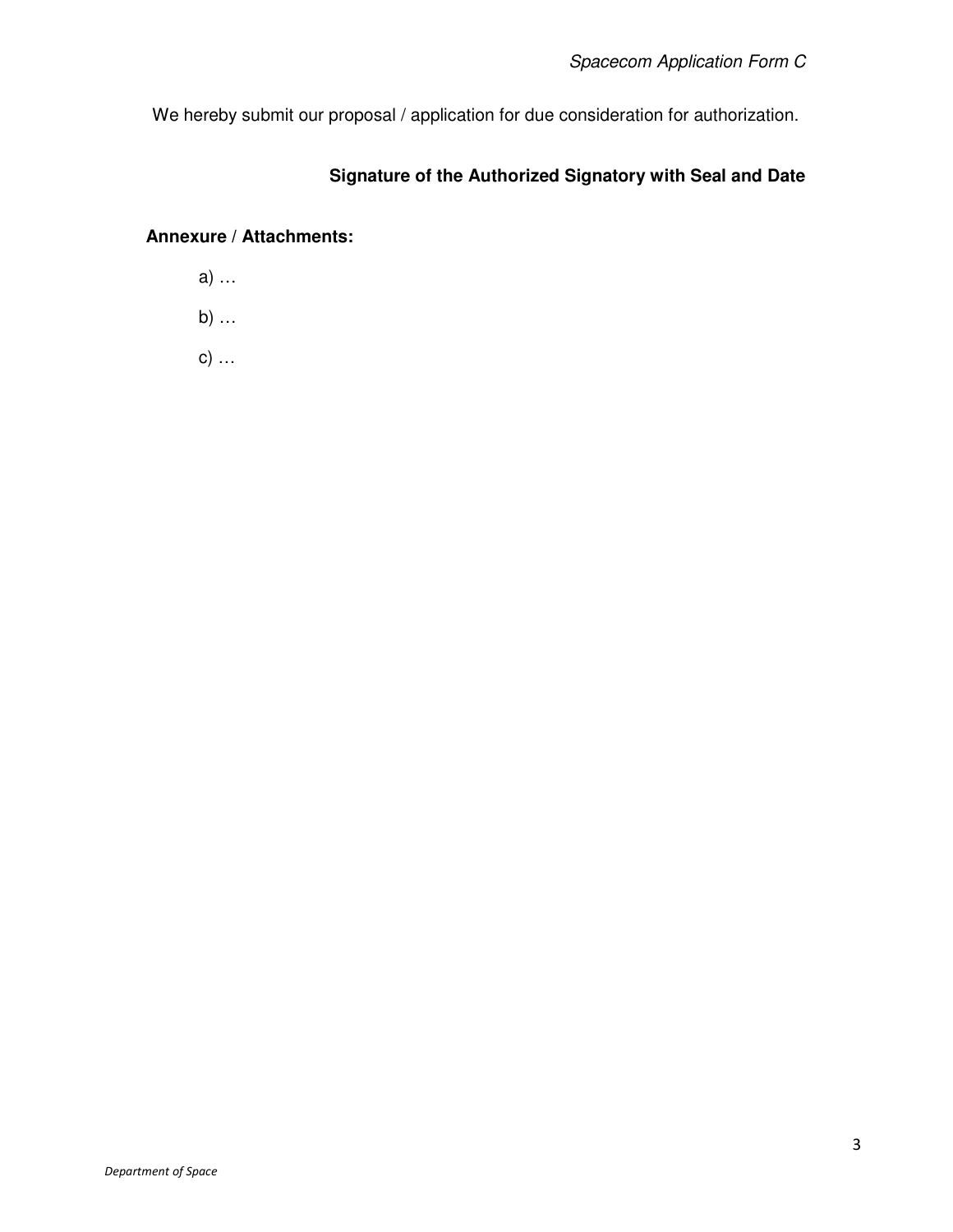We hereby submit our proposal / application for due consideration for authorization.

**Signature of the Authorized Signatory with Seal and Date**

**Annexure / Attachments:**

a) …

b) …

c) …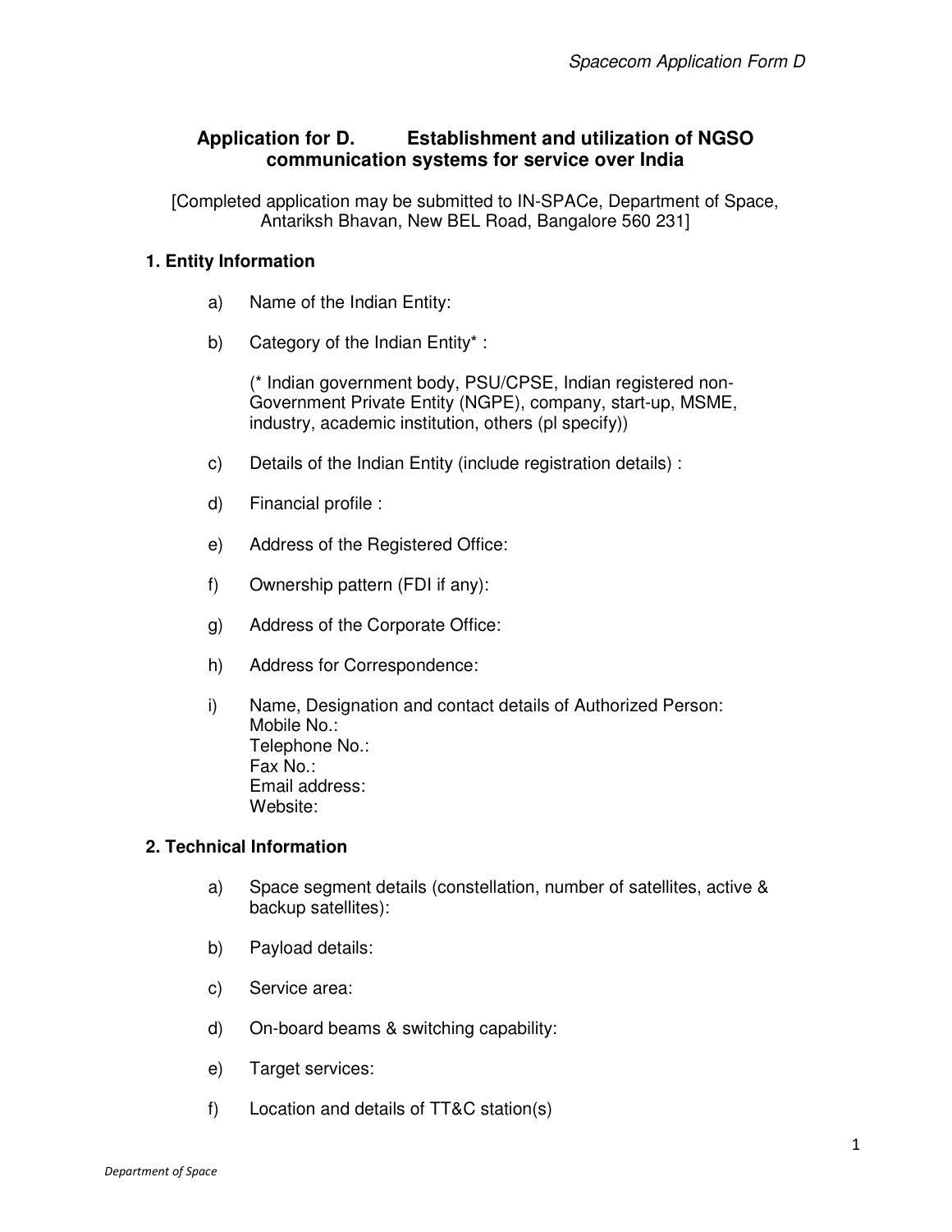## Application for D. Establishment and utilization of NGSO communication systems for service over India

[Completed application may be submitted to IN-SPACe, Department of Space, Antariksh Bhavan, New BEL Road, Bangalore 560 231]

### 1. Entity Information

a) Name of the Indian Entity:

b) Category of the Indian Entity* :

(* Indian government body, PSU/CPSE, Indian registered non-Government Private Entity (NGPE), company, start-up, MSME, industry, academic institution, others (pl specify))

c) Details of the Indian Entity (include registration details) :

d) Financial profile :

e) Address of the Registered Office:

f) Ownership pattern (FDI if any):

g) Address of the Corporate Office:

h) Address for Correspondence:

i) Name, Designation and contact details of Authorized Person:
Mobile No.:
Telephone No.:
Fax No.:
Email address:
Website:

### 2. Technical Information

a) Space segment details (constellation, number of satellites, active & backup satellites):

b) Payload details:

c) Service area:

d) On-board beams & switching capability:

e) Target services:

f) Location and details of TT&C station(s)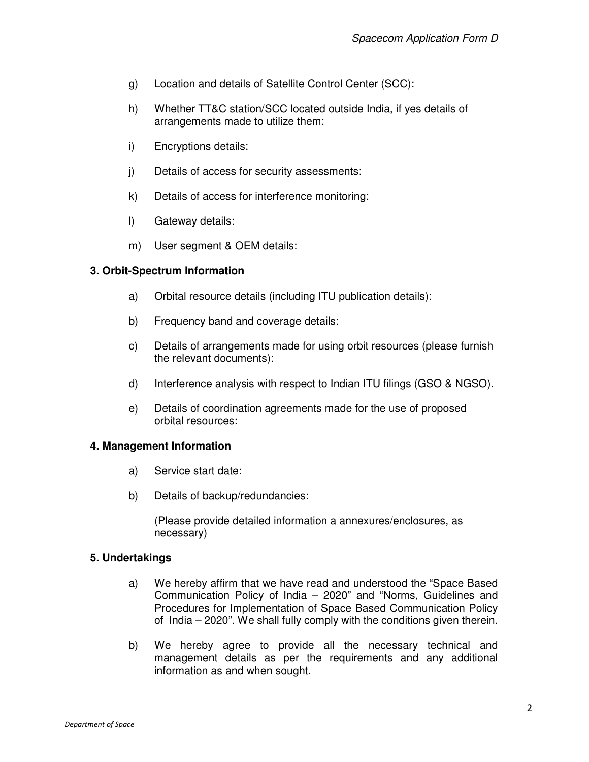g) Location and details of Satellite Control Center (SCC):

h) Whether TT&C station/SCC located outside India, if yes details of arrangements made to utilize them:

i) Encryptions details:

j) Details of access for security assessments:

k) Details of access for interference monitoring:

l) Gateway details:

m) User segment & OEM details:

**3. Orbit-Spectrum Information**

a) Orbital resource details (including ITU publication details):

b) Frequency band and coverage details:

c) Details of arrangements made for using orbit resources (please furnish the relevant documents):

d) Interference analysis with respect to Indian ITU filings (GSO & NGSO).

e) Details of coordination agreements made for the use of proposed orbital resources:

**4. Management Information**

a) Service start date:

b) Details of backup/redundancies:

(Please provide detailed information a annexures/enclosures, as necessary)

**5. Undertakings**

a) We hereby affirm that we have read and understood the "Space Based Communication Policy of India – 2020" and "Norms, Guidelines and Procedures for Implementation of Space Based Communication Policy of India – 2020". We shall fully comply with the conditions given therein.

b) We hereby agree to provide all the necessary technical and management details as per the requirements and any additional information as and when sought.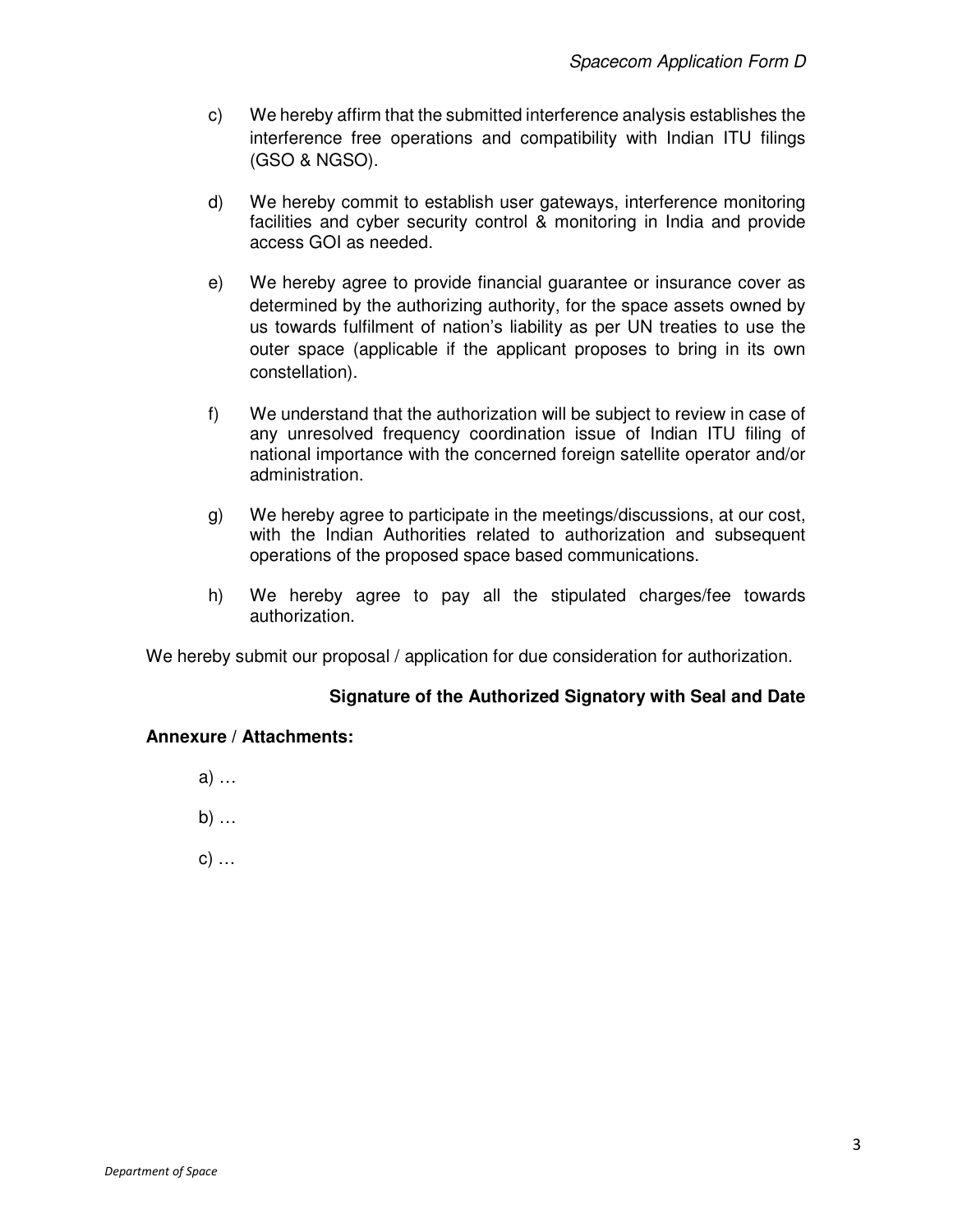c) We hereby affirm that the submitted interference analysis establishes the interference free operations and compatibility with Indian ITU filings (GSO & NGSO).

d) We hereby commit to establish user gateways, interference monitoring facilities and cyber security control & monitoring in India and provide access GOI as needed.

e) We hereby agree to provide financial guarantee or insurance cover as determined by the authorizing authority, for the space assets owned by us towards fulfilment of nation's liability as per UN treaties to use the outer space (applicable if the applicant proposes to bring in its own constellation).

f) We understand that the authorization will be subject to review in case of any unresolved frequency coordination issue of Indian ITU filing of national importance with the concerned foreign satellite operator and/or administration.

g) We hereby agree to participate in the meetings/discussions, at our cost, with the Indian Authorities related to authorization and subsequent operations of the proposed space based communications.

h) We hereby agree to pay all the stipulated charges/fee towards authorization.

We hereby submit our proposal / application for due consideration for authorization.

**Signature of the Authorized Signatory with Seal and Date**

**Annexure / Attachments:**

a) …

b) …

c) …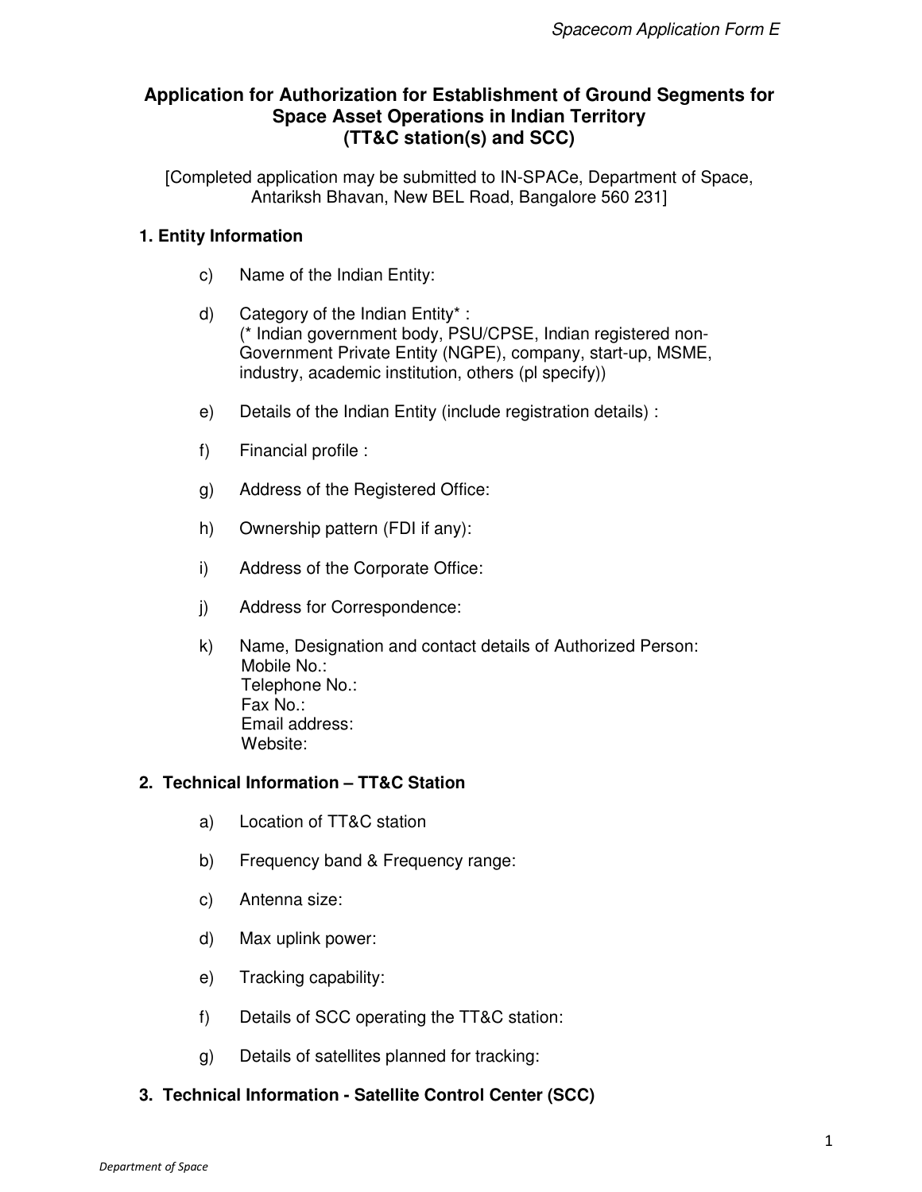# Application for Authorization for Establishment of Ground Segments for Space Asset Operations in Indian Territory (TT&C station(s) and SCC)

[Completed application may be submitted to IN-SPACe, Department of Space, Antariksh Bhavan, New BEL Road, Bangalore 560 231]

## 1. Entity Information

c) Name of the Indian Entity:

d) Category of the Indian Entity* :
(* Indian government body, PSU/CPSE, Indian registered non-Government Private Entity (NGPE), company, start-up, MSME, industry, academic institution, others (pl specify))

e) Details of the Indian Entity (include registration details) :

f) Financial profile :

g) Address of the Registered Office:

h) Ownership pattern (FDI if any):

i) Address of the Corporate Office:

j) Address for Correspondence:

k) Name, Designation and contact details of Authorized Person:
Mobile No.:
Telephone No.:
Fax No.:
Email address:
Website:

## 2. Technical Information – TT&C Station

a) Location of TT&C station

b) Frequency band & Frequency range:

c) Antenna size:

d) Max uplink power:

e) Tracking capability:

f) Details of SCC operating the TT&C station:

g) Details of satellites planned for tracking:

## 3. Technical Information - Satellite Control Center (SCC)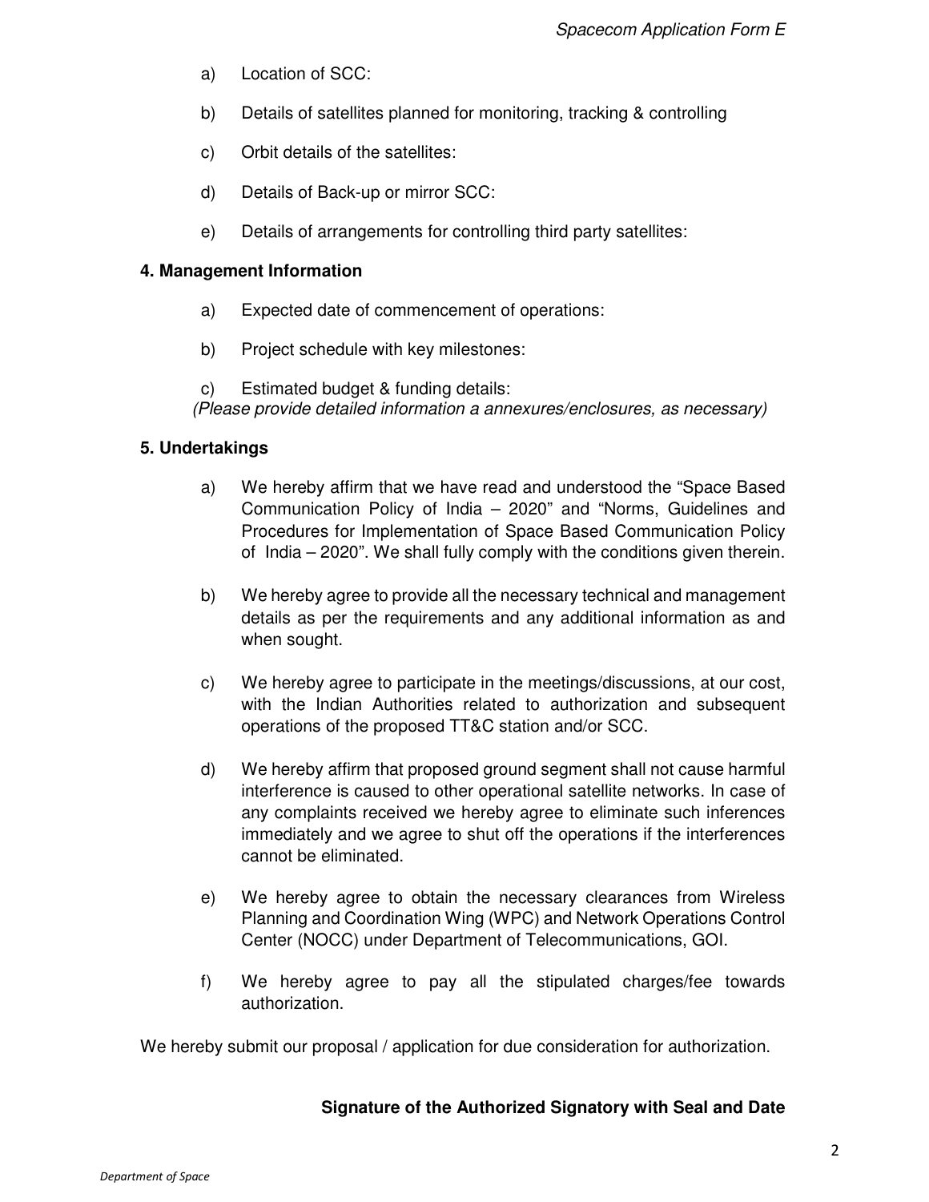a) Location of SCC:

b) Details of satellites planned for monitoring, tracking & controlling

c) Orbit details of the satellites:

d) Details of Back-up or mirror SCC:

e) Details of arrangements for controlling third party satellites:

**4. Management Information**

a) Expected date of commencement of operations:

b) Project schedule with key milestones:

c) Estimated budget & funding details:

*(Please provide detailed information a annexures/enclosures, as necessary)*

**5. Undertakings**

a) We hereby affirm that we have read and understood the “Space Based Communication Policy of India – 2020” and “Norms, Guidelines and Procedures for Implementation of Space Based Communication Policy of India – 2020”. We shall fully comply with the conditions given therein.

b) We hereby agree to provide all the necessary technical and management details as per the requirements and any additional information as and when sought.

c) We hereby agree to participate in the meetings/discussions, at our cost, with the Indian Authorities related to authorization and subsequent operations of the proposed TT&C station and/or SCC.

d) We hereby affirm that proposed ground segment shall not cause harmful interference is caused to other operational satellite networks. In case of any complaints received we hereby agree to eliminate such inferences immediately and we agree to shut off the operations if the interferences cannot be eliminated.

e) We hereby agree to obtain the necessary clearances from Wireless Planning and Coordination Wing (WPC) and Network Operations Control Center (NOCC) under Department of Telecommunications, GOI.

f) We hereby agree to pay all the stipulated charges/fee towards authorization.

We hereby submit our proposal / application for due consideration for authorization.

**Signature of the Authorized Signatory with Seal and Date**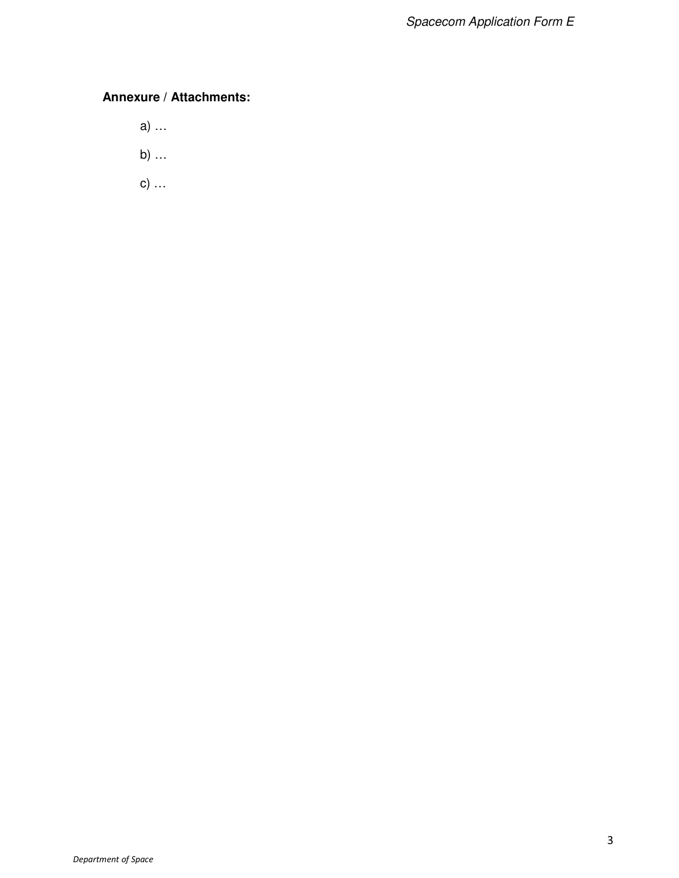**Annexure / Attachments:**

a) …

b) …

c) …